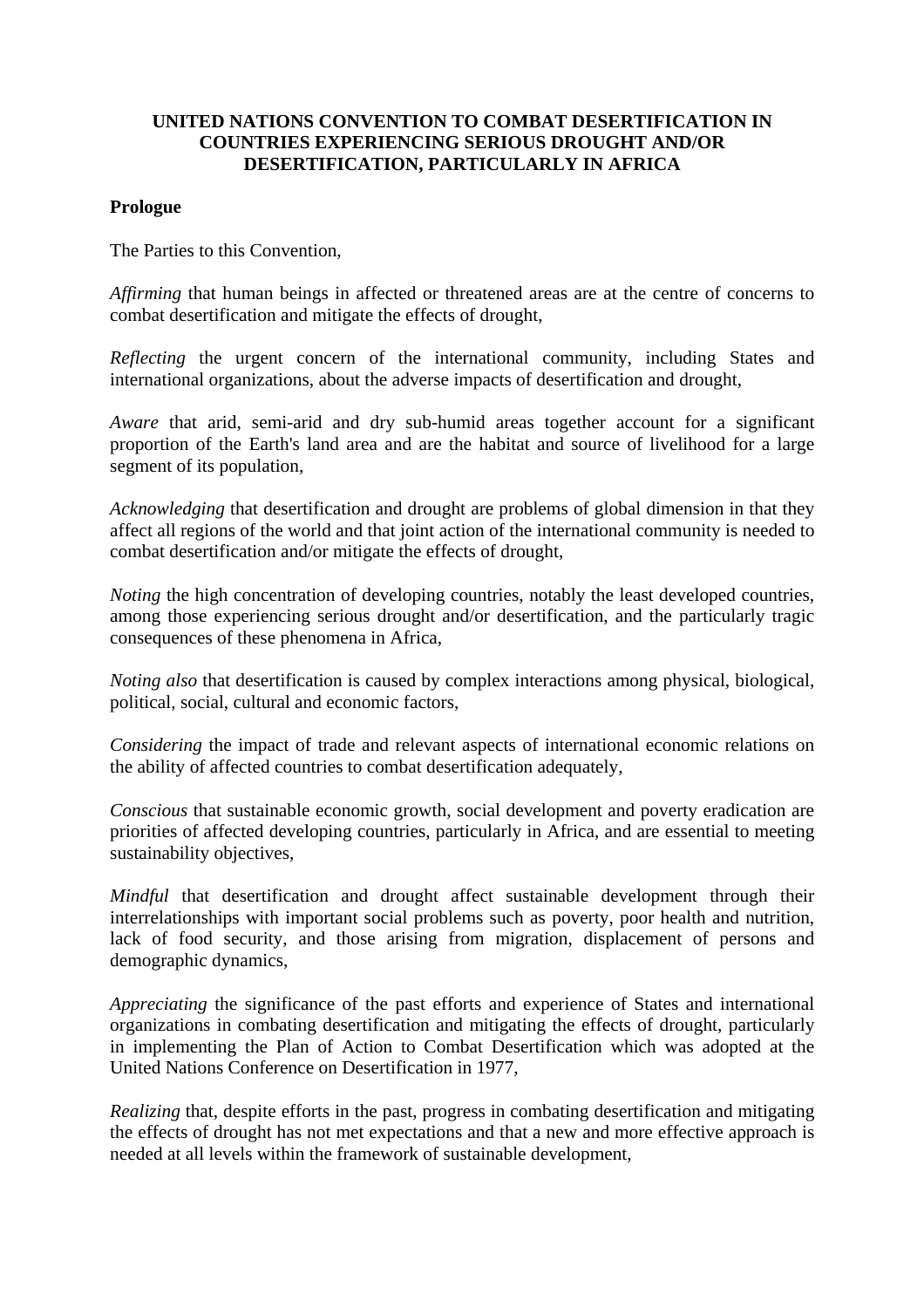# UNITED NATIONS CONVENTION TO COMBAT DESERTIFICATION IN COUNTRIES EXPERIENCING SERIOUS DROUGHT AND/OR DESERTIFICATION, PARTICULARLY IN AFRICA

## Prologue

The Parties to this Convention,

*Affirming* that human beings in affected or threatened areas are at the centre of concerns to combat desertification and mitigate the effects of drought,

*Reflecting* the urgent concern of the international community, including States and international organizations, about the adverse impacts of desertification and drought,

*Aware* that arid, semi-arid and dry sub-humid areas together account for a significant proportion of the Earth's land area and are the habitat and source of livelihood for a large segment of its population,

*Acknowledging* that desertification and drought are problems of global dimension in that they affect all regions of the world and that joint action of the international community is needed to combat desertification and/or mitigate the effects of drought,

*Noting* the high concentration of developing countries, notably the least developed countries, among those experiencing serious drought and/or desertification, and the particularly tragic consequences of these phenomena in Africa,

*Noting also* that desertification is caused by complex interactions among physical, biological, political, social, cultural and economic factors,

*Considering* the impact of trade and relevant aspects of international economic relations on the ability of affected countries to combat desertification adequately,

*Conscious* that sustainable economic growth, social development and poverty eradication are priorities of affected developing countries, particularly in Africa, and are essential to meeting sustainability objectives,

*Mindful* that desertification and drought affect sustainable development through their interrelationships with important social problems such as poverty, poor health and nutrition, lack of food security, and those arising from migration, displacement of persons and demographic dynamics,

*Appreciating* the significance of the past efforts and experience of States and international organizations in combating desertification and mitigating the effects of drought, particularly in implementing the Plan of Action to Combat Desertification which was adopted at the United Nations Conference on Desertification in 1977,

*Realizing* that, despite efforts in the past, progress in combating desertification and mitigating the effects of drought has not met expectations and that a new and more effective approach is needed at all levels within the framework of sustainable development,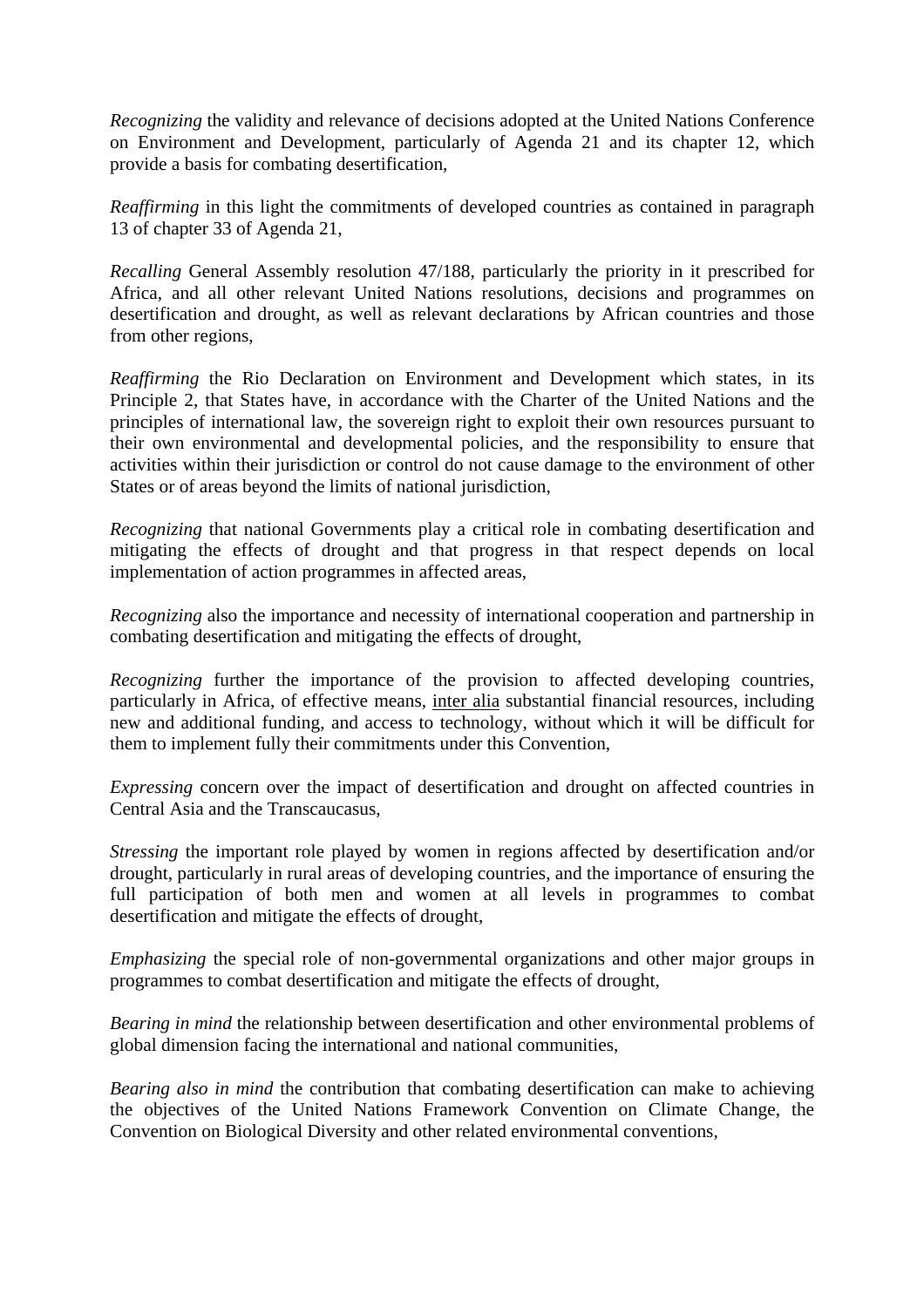*Recognizing* the validity and relevance of decisions adopted at the United Nations Conference on Environment and Development, particularly of Agenda 21 and its chapter 12, which provide a basis for combating desertification,

*Reaffirming* in this light the commitments of developed countries as contained in paragraph 13 of chapter 33 of Agenda 21,

*Recalling* General Assembly resolution 47/188, particularly the priority in it prescribed for Africa, and all other relevant United Nations resolutions, decisions and programmes on desertification and drought, as well as relevant declarations by African countries and those from other regions,

*Reaffirming* the Rio Declaration on Environment and Development which states, in its Principle 2, that States have, in accordance with the Charter of the United Nations and the principles of international law, the sovereign right to exploit their own resources pursuant to their own environmental and developmental policies, and the responsibility to ensure that activities within their jurisdiction or control do not cause damage to the environment of other States or of areas beyond the limits of national jurisdiction,

*Recognizing* that national Governments play a critical role in combating desertification and mitigating the effects of drought and that progress in that respect depends on local implementation of action programmes in affected areas,

*Recognizing* also the importance and necessity of international cooperation and partnership in combating desertification and mitigating the effects of drought,

*Recognizing* further the importance of the provision to affected developing countries, particularly in Africa, of effective means, inter alia substantial financial resources, including new and additional funding, and access to technology, without which it will be difficult for them to implement fully their commitments under this Convention,

*Expressing* concern over the impact of desertification and drought on affected countries in Central Asia and the Transcaucasus,

*Stressing* the important role played by women in regions affected by desertification and/or drought, particularly in rural areas of developing countries, and the importance of ensuring the full participation of both men and women at all levels in programmes to combat desertification and mitigate the effects of drought,

*Emphasizing* the special role of non-governmental organizations and other major groups in programmes to combat desertification and mitigate the effects of drought,

*Bearing in mind* the relationship between desertification and other environmental problems of global dimension facing the international and national communities,

*Bearing also in mind* the contribution that combating desertification can make to achieving the objectives of the United Nations Framework Convention on Climate Change, the Convention on Biological Diversity and other related environmental conventions,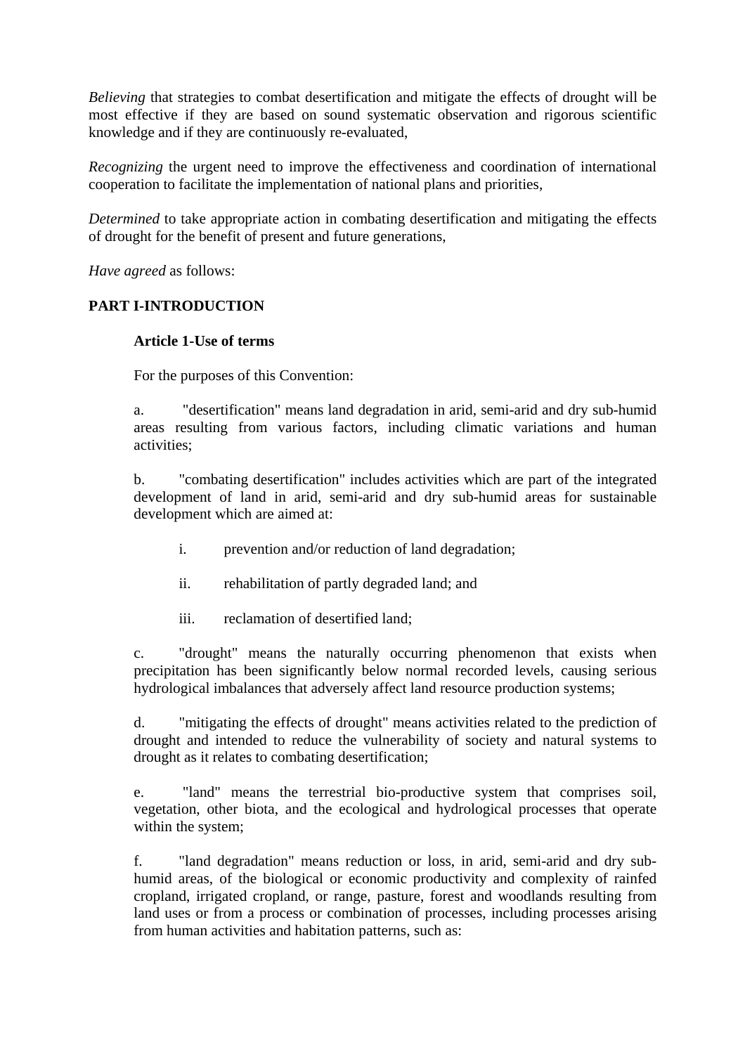*Believing* that strategies to combat desertification and mitigate the effects of drought will be most effective if they are based on sound systematic observation and rigorous scientific knowledge and if they are continuously re-evaluated,

*Recognizing* the urgent need to improve the effectiveness and coordination of international cooperation to facilitate the implementation of national plans and priorities,

*Determined* to take appropriate action in combating desertification and mitigating the effects of drought for the benefit of present and future generations,

*Have agreed* as follows:

## PART I-INTRODUCTION

### Article 1-Use of terms

For the purposes of this Convention:

a. "desertification" means land degradation in arid, semi-arid and dry sub-humid areas resulting from various factors, including climatic variations and human activities;

b. "combating desertification" includes activities which are part of the integrated development of land in arid, semi-arid and dry sub-humid areas for sustainable development which are aimed at:

- i. prevention and/or reduction of land degradation;
- ii. rehabilitation of partly degraded land; and
- iii. reclamation of desertified land;

c. "drought" means the naturally occurring phenomenon that exists when precipitation has been significantly below normal recorded levels, causing serious hydrological imbalances that adversely affect land resource production systems;

d. "mitigating the effects of drought" means activities related to the prediction of drought and intended to reduce the vulnerability of society and natural systems to drought as it relates to combating desertification;

e. "land" means the terrestrial bio-productive system that comprises soil, vegetation, other biota, and the ecological and hydrological processes that operate within the system;

f. "land degradation" means reduction or loss, in arid, semi-arid and dry sub-humid areas, of the biological or economic productivity and complexity of rainfed cropland, irrigated cropland, or range, pasture, forest and woodlands resulting from land uses or from a process or combination of processes, including processes arising from human activities and habitation patterns, such as: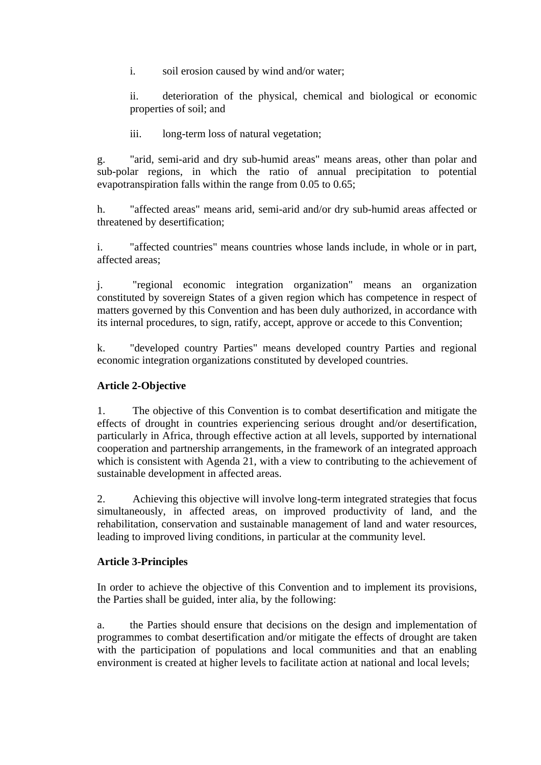i. soil erosion caused by wind and/or water;

ii. deterioration of the physical, chemical and biological or economic properties of soil; and

iii. long-term loss of natural vegetation;

g. "arid, semi-arid and dry sub-humid areas" means areas, other than polar and sub-polar regions, in which the ratio of annual precipitation to potential evapotranspiration falls within the range from 0.05 to 0.65;

h. "affected areas" means arid, semi-arid and/or dry sub-humid areas affected or threatened by desertification;

i. "affected countries" means countries whose lands include, in whole or in part, affected areas;

j. "regional economic integration organization" means an organization constituted by sovereign States of a given region which has competence in respect of matters governed by this Convention and has been duly authorized, in accordance with its internal procedures, to sign, ratify, accept, approve or accede to this Convention;

k. "developed country Parties" means developed country Parties and regional economic integration organizations constituted by developed countries.

**Article 2-Objective**

1. The objective of this Convention is to combat desertification and mitigate the effects of drought in countries experiencing serious drought and/or desertification, particularly in Africa, through effective action at all levels, supported by international cooperation and partnership arrangements, in the framework of an integrated approach which is consistent with Agenda 21, with a view to contributing to the achievement of sustainable development in affected areas.

2. Achieving this objective will involve long-term integrated strategies that focus simultaneously, in affected areas, on improved productivity of land, and the rehabilitation, conservation and sustainable management of land and water resources, leading to improved living conditions, in particular at the community level.

**Article 3-Principles**

In order to achieve the objective of this Convention and to implement its provisions, the Parties shall be guided, inter alia, by the following:

a. the Parties should ensure that decisions on the design and implementation of programmes to combat desertification and/or mitigate the effects of drought are taken with the participation of populations and local communities and that an enabling environment is created at higher levels to facilitate action at national and local levels;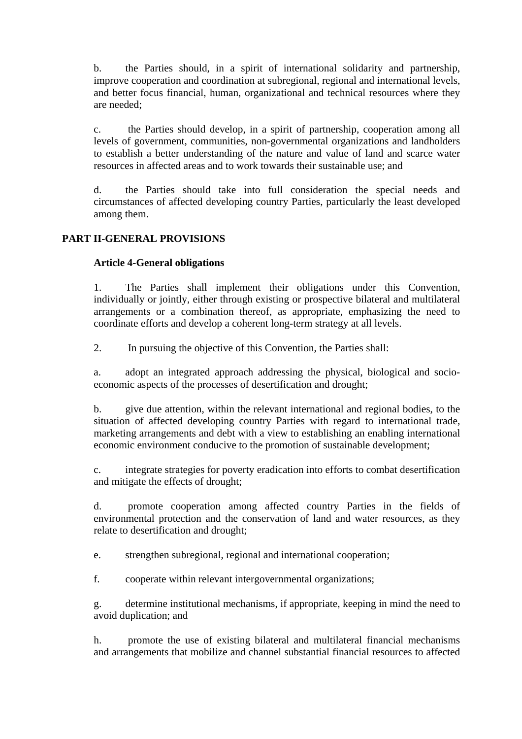b. the Parties should, in a spirit of international solidarity and partnership, improve cooperation and coordination at subregional, regional and international levels, and better focus financial, human, organizational and technical resources where they are needed;

c. the Parties should develop, in a spirit of partnership, cooperation among all levels of government, communities, non-governmental organizations and landholders to establish a better understanding of the nature and value of land and scarce water resources in affected areas and to work towards their sustainable use; and

d. the Parties should take into full consideration the special needs and circumstances of affected developing country Parties, particularly the least developed among them.

## PART II-GENERAL PROVISIONS

### Article 4-General obligations

1. The Parties shall implement their obligations under this Convention, individually or jointly, either through existing or prospective bilateral and multilateral arrangements or a combination thereof, as appropriate, emphasizing the need to coordinate efforts and develop a coherent long-term strategy at all levels.

2. In pursuing the objective of this Convention, the Parties shall:

a. adopt an integrated approach addressing the physical, biological and socio-economic aspects of the processes of desertification and drought;

b. give due attention, within the relevant international and regional bodies, to the situation of affected developing country Parties with regard to international trade, marketing arrangements and debt with a view to establishing an enabling international economic environment conducive to the promotion of sustainable development;

c. integrate strategies for poverty eradication into efforts to combat desertification and mitigate the effects of drought;

d. promote cooperation among affected country Parties in the fields of environmental protection and the conservation of land and water resources, as they relate to desertification and drought;

e. strengthen subregional, regional and international cooperation;

f. cooperate within relevant intergovernmental organizations;

g. determine institutional mechanisms, if appropriate, keeping in mind the need to avoid duplication; and

h. promote the use of existing bilateral and multilateral financial mechanisms and arrangements that mobilize and channel substantial financial resources to affected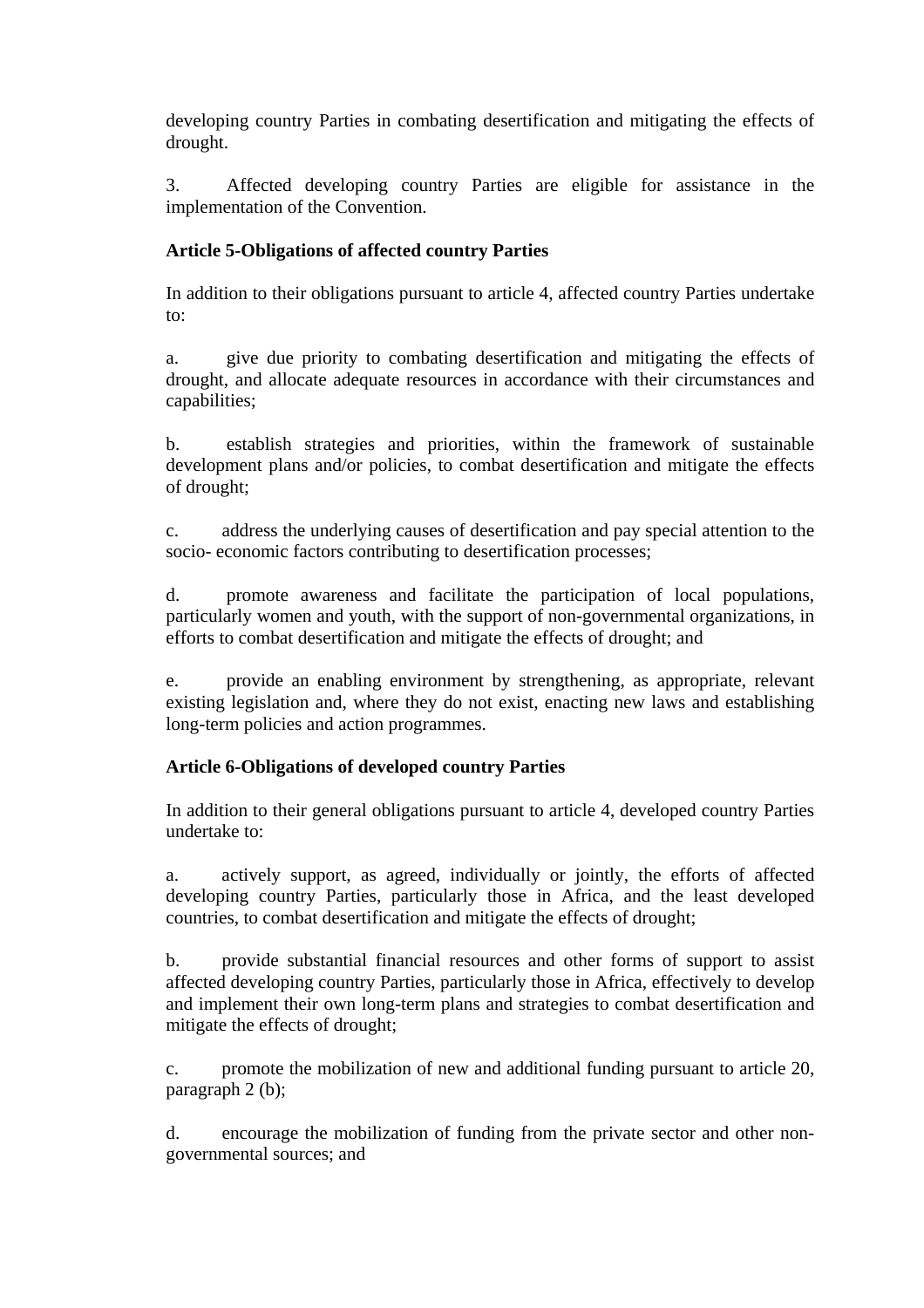developing country Parties in combating desertification and mitigating the effects of drought.

3. Affected developing country Parties are eligible for assistance in the implementation of the Convention.

**Article 5-Obligations of affected country Parties**

In addition to their obligations pursuant to article 4, affected country Parties undertake to:

a. give due priority to combating desertification and mitigating the effects of drought, and allocate adequate resources in accordance with their circumstances and capabilities;

b. establish strategies and priorities, within the framework of sustainable development plans and/or policies, to combat desertification and mitigate the effects of drought;

c. address the underlying causes of desertification and pay special attention to the socio- economic factors contributing to desertification processes;

d. promote awareness and facilitate the participation of local populations, particularly women and youth, with the support of non-governmental organizations, in efforts to combat desertification and mitigate the effects of drought; and

e. provide an enabling environment by strengthening, as appropriate, relevant existing legislation and, where they do not exist, enacting new laws and establishing long-term policies and action programmes.

**Article 6-Obligations of developed country Parties**

In addition to their general obligations pursuant to article 4, developed country Parties undertake to:

a. actively support, as agreed, individually or jointly, the efforts of affected developing country Parties, particularly those in Africa, and the least developed countries, to combat desertification and mitigate the effects of drought;

b. provide substantial financial resources and other forms of support to assist affected developing country Parties, particularly those in Africa, effectively to develop and implement their own long-term plans and strategies to combat desertification and mitigate the effects of drought;

c. promote the mobilization of new and additional funding pursuant to article 20, paragraph 2 (b);

d. encourage the mobilization of funding from the private sector and other non-governmental sources; and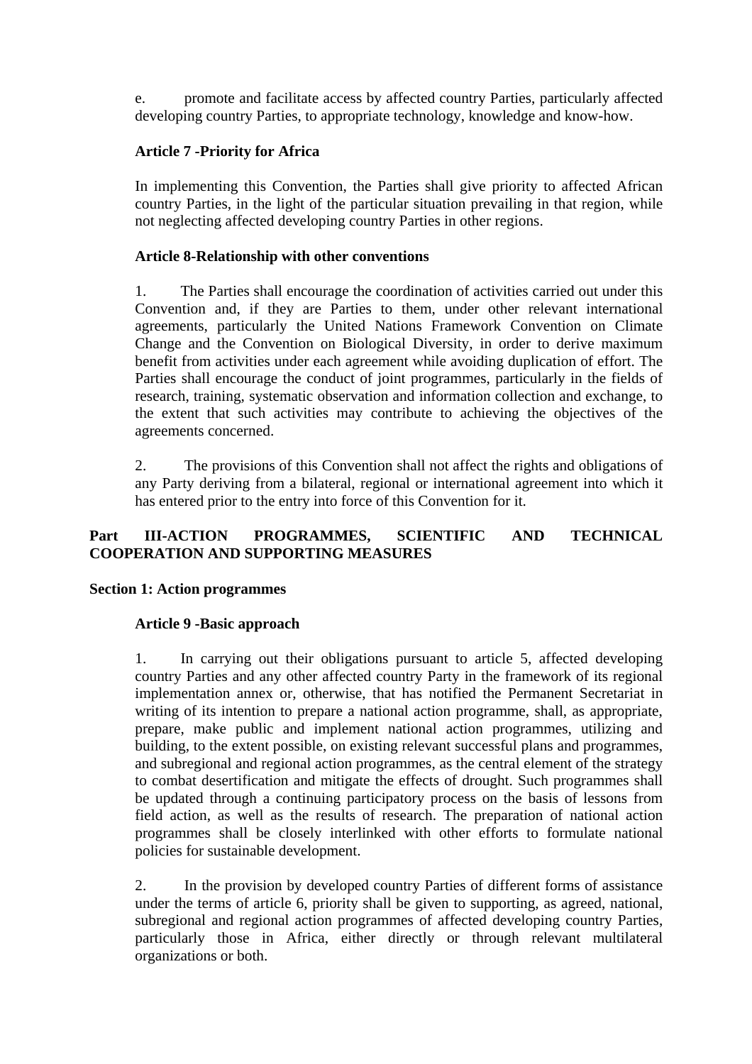e. promote and facilitate access by affected country Parties, particularly affected developing country Parties, to appropriate technology, knowledge and know-how.

**Article 7 -Priority for Africa**

In implementing this Convention, the Parties shall give priority to affected African country Parties, in the light of the particular situation prevailing in that region, while not neglecting affected developing country Parties in other regions.

**Article 8-Relationship with other conventions**

1. The Parties shall encourage the coordination of activities carried out under this Convention and, if they are Parties to them, under other relevant international agreements, particularly the United Nations Framework Convention on Climate Change and the Convention on Biological Diversity, in order to derive maximum benefit from activities under each agreement while avoiding duplication of effort. The Parties shall encourage the conduct of joint programmes, particularly in the fields of research, training, systematic observation and information collection and exchange, to the extent that such activities may contribute to achieving the objectives of the agreements concerned.

2. The provisions of this Convention shall not affect the rights and obligations of any Party deriving from a bilateral, regional or international agreement into which it has entered prior to the entry into force of this Convention for it.

## Part III-ACTION PROGRAMMES, SCIENTIFIC AND TECHNICAL COOPERATION AND SUPPORTING MEASURES

### Section 1: Action programmes

**Article 9 -Basic approach**

1. In carrying out their obligations pursuant to article 5, affected developing country Parties and any other affected country Party in the framework of its regional implementation annex or, otherwise, that has notified the Permanent Secretariat in writing of its intention to prepare a national action programme, shall, as appropriate, prepare, make public and implement national action programmes, utilizing and building, to the extent possible, on existing relevant successful plans and programmes, and subregional and regional action programmes, as the central element of the strategy to combat desertification and mitigate the effects of drought. Such programmes shall be updated through a continuing participatory process on the basis of lessons from field action, as well as the results of research. The preparation of national action programmes shall be closely interlinked with other efforts to formulate national policies for sustainable development.

2. In the provision by developed country Parties of different forms of assistance under the terms of article 6, priority shall be given to supporting, as agreed, national, subregional and regional action programmes of affected developing country Parties, particularly those in Africa, either directly or through relevant multilateral organizations or both.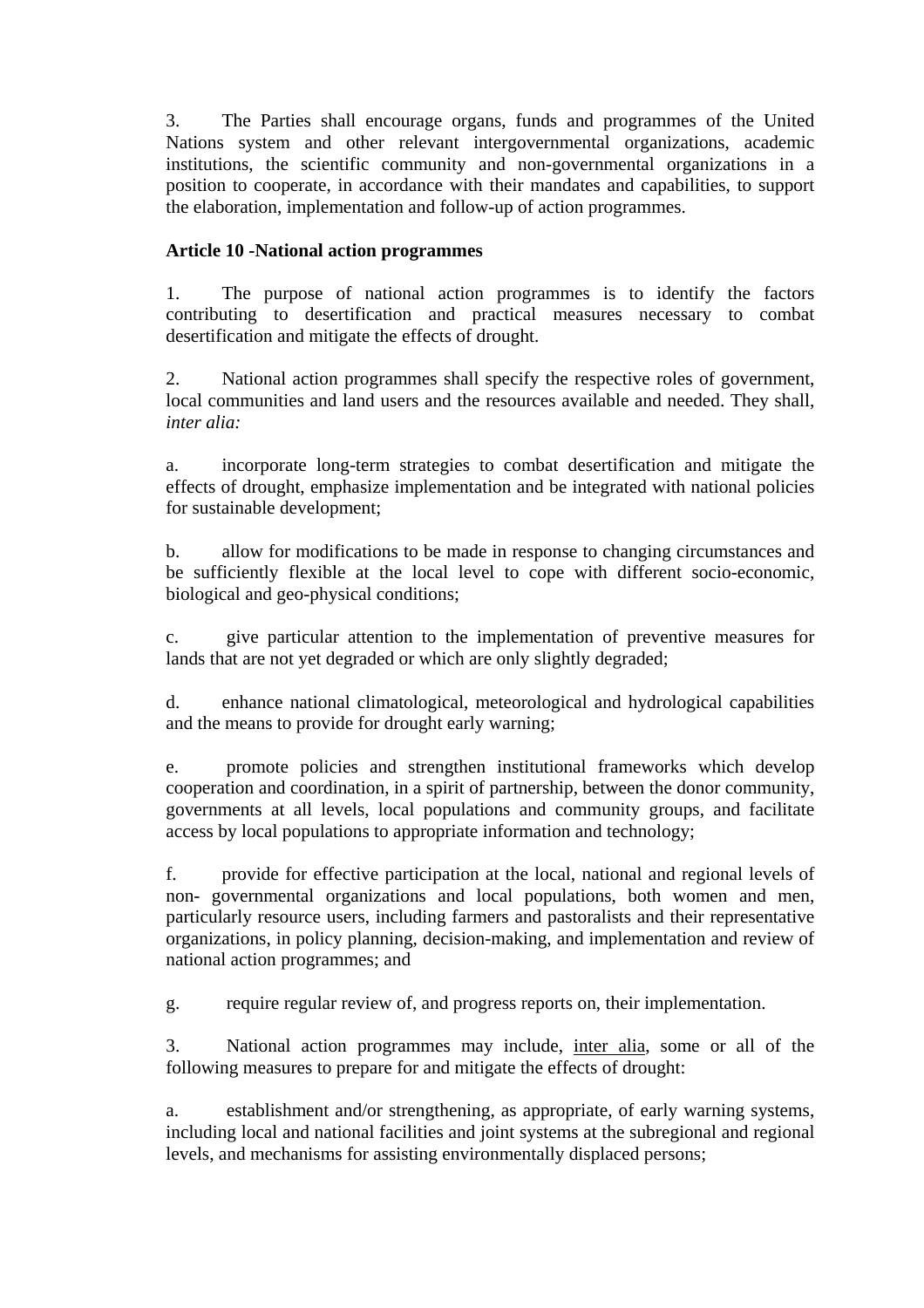3. The Parties shall encourage organs, funds and programmes of the United Nations system and other relevant intergovernmental organizations, academic institutions, the scientific community and non-governmental organizations in a position to cooperate, in accordance with their mandates and capabilities, to support the elaboration, implementation and follow-up of action programmes.

**Article 10 -National action programmes**

1. The purpose of national action programmes is to identify the factors contributing to desertification and practical measures necessary to combat desertification and mitigate the effects of drought.

2. National action programmes shall specify the respective roles of government, local communities and land users and the resources available and needed. They shall, *inter alia:*

a. incorporate long-term strategies to combat desertification and mitigate the effects of drought, emphasize implementation and be integrated with national policies for sustainable development;

b. allow for modifications to be made in response to changing circumstances and be sufficiently flexible at the local level to cope with different socio-economic, biological and geo-physical conditions;

c. give particular attention to the implementation of preventive measures for lands that are not yet degraded or which are only slightly degraded;

d. enhance national climatological, meteorological and hydrological capabilities and the means to provide for drought early warning;

e. promote policies and strengthen institutional frameworks which develop cooperation and coordination, in a spirit of partnership, between the donor community, governments at all levels, local populations and community groups, and facilitate access by local populations to appropriate information and technology;

f. provide for effective participation at the local, national and regional levels of non- governmental organizations and local populations, both women and men, particularly resource users, including farmers and pastoralists and their representative organizations, in policy planning, decision-making, and implementation and review of national action programmes; and

g. require regular review of, and progress reports on, their implementation.

3. National action programmes may include, inter alia, some or all of the following measures to prepare for and mitigate the effects of drought:

a. establishment and/or strengthening, as appropriate, of early warning systems, including local and national facilities and joint systems at the subregional and regional levels, and mechanisms for assisting environmentally displaced persons;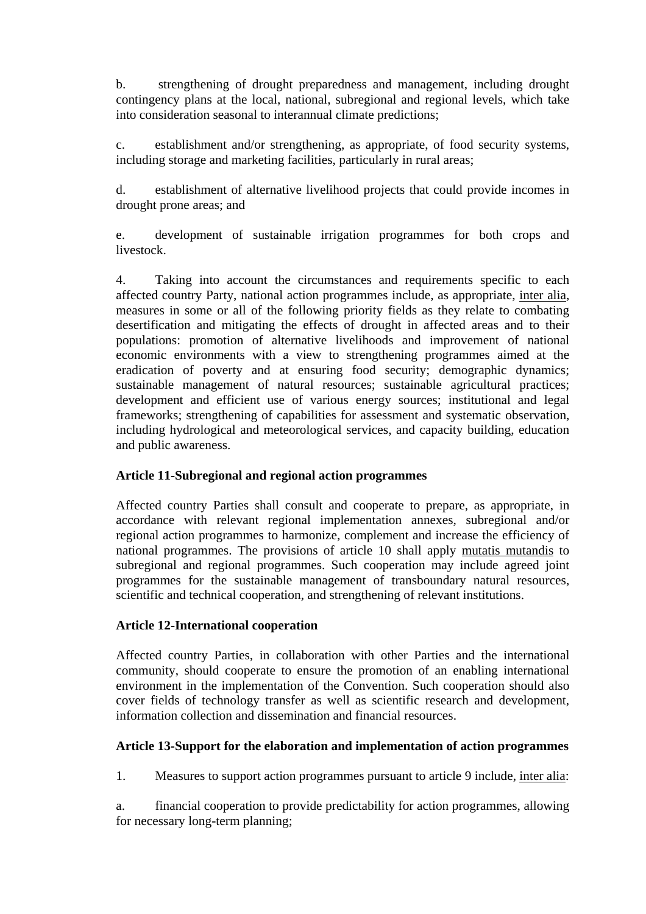b. strengthening of drought preparedness and management, including drought contingency plans at the local, national, subregional and regional levels, which take into consideration seasonal to interannual climate predictions;

c. establishment and/or strengthening, as appropriate, of food security systems, including storage and marketing facilities, particularly in rural areas;

d. establishment of alternative livelihood projects that could provide incomes in drought prone areas; and

e. development of sustainable irrigation programmes for both crops and livestock.

4. Taking into account the circumstances and requirements specific to each affected country Party, national action programmes include, as appropriate, inter alia, measures in some or all of the following priority fields as they relate to combating desertification and mitigating the effects of drought in affected areas and to their populations: promotion of alternative livelihoods and improvement of national economic environments with a view to strengthening programmes aimed at the eradication of poverty and at ensuring food security; demographic dynamics; sustainable management of natural resources; sustainable agricultural practices; development and efficient use of various energy sources; institutional and legal frameworks; strengthening of capabilities for assessment and systematic observation, including hydrological and meteorological services, and capacity building, education and public awareness.

**Article 11-Subregional and regional action programmes**

Affected country Parties shall consult and cooperate to prepare, as appropriate, in accordance with relevant regional implementation annexes, subregional and/or regional action programmes to harmonize, complement and increase the efficiency of national programmes. The provisions of article 10 shall apply mutatis mutandis to subregional and regional programmes. Such cooperation may include agreed joint programmes for the sustainable management of transboundary natural resources, scientific and technical cooperation, and strengthening of relevant institutions.

**Article 12-International cooperation**

Affected country Parties, in collaboration with other Parties and the international community, should cooperate to ensure the promotion of an enabling international environment in the implementation of the Convention. Such cooperation should also cover fields of technology transfer as well as scientific research and development, information collection and dissemination and financial resources.

**Article 13-Support for the elaboration and implementation of action programmes**

1. Measures to support action programmes pursuant to article 9 include, inter alia:

a. financial cooperation to provide predictability for action programmes, allowing for necessary long-term planning;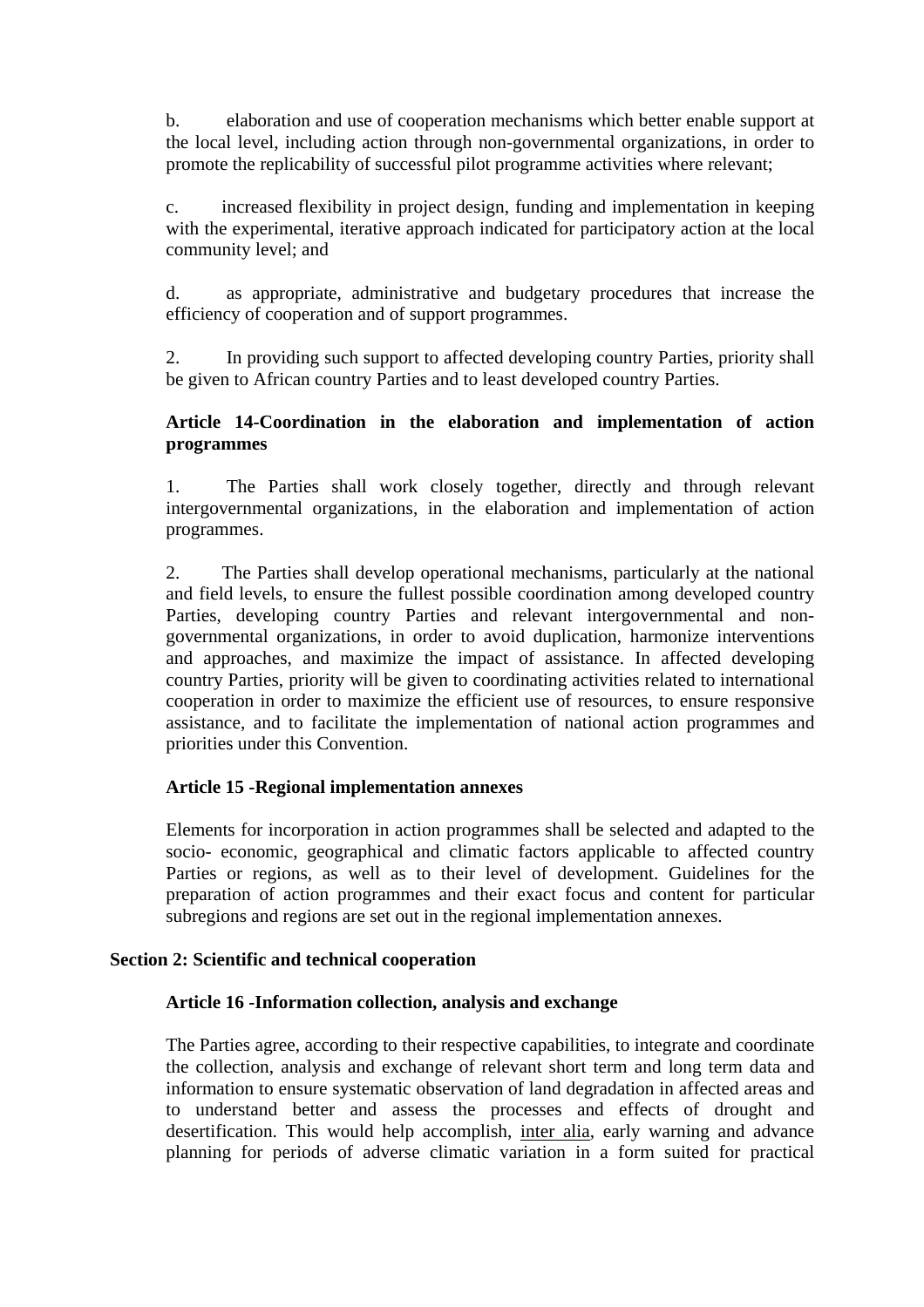b. elaboration and use of cooperation mechanisms which better enable support at the local level, including action through non-governmental organizations, in order to promote the replicability of successful pilot programme activities where relevant;

c. increased flexibility in project design, funding and implementation in keeping with the experimental, iterative approach indicated for participatory action at the local community level; and

d. as appropriate, administrative and budgetary procedures that increase the efficiency of cooperation and of support programmes.

2. In providing such support to affected developing country Parties, priority shall be given to African country Parties and to least developed country Parties.

**Article 14-Coordination in the elaboration and implementation of action programmes**

1. The Parties shall work closely together, directly and through relevant intergovernmental organizations, in the elaboration and implementation of action programmes.

2. The Parties shall develop operational mechanisms, particularly at the national and field levels, to ensure the fullest possible coordination among developed country Parties, developing country Parties and relevant intergovernmental and non-governmental organizations, in order to avoid duplication, harmonize interventions and approaches, and maximize the impact of assistance. In affected developing country Parties, priority will be given to coordinating activities related to international cooperation in order to maximize the efficient use of resources, to ensure responsive assistance, and to facilitate the implementation of national action programmes and priorities under this Convention.

**Article 15 -Regional implementation annexes**

Elements for incorporation in action programmes shall be selected and adapted to the socio- economic, geographical and climatic factors applicable to affected country Parties or regions, as well as to their level of development. Guidelines for the preparation of action programmes and their exact focus and content for particular subregions and regions are set out in the regional implementation annexes.

**Section 2: Scientific and technical cooperation**

**Article 16 -Information collection, analysis and exchange**

The Parties agree, according to their respective capabilities, to integrate and coordinate the collection, analysis and exchange of relevant short term and long term data and information to ensure systematic observation of land degradation in affected areas and to understand better and assess the processes and effects of drought and desertification. This would help accomplish, inter alia, early warning and advance planning for periods of adverse climatic variation in a form suited for practical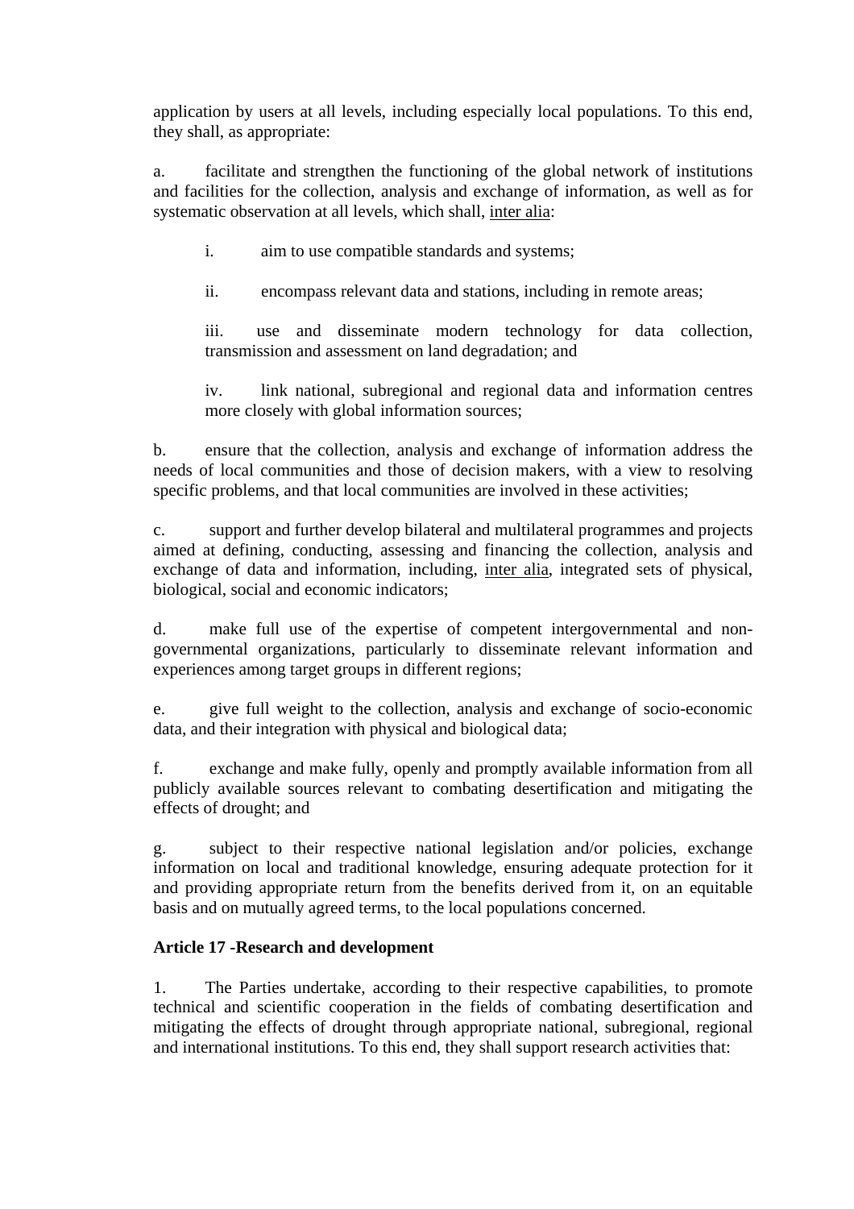application by users at all levels, including especially local populations. To this end, they shall, as appropriate:

a. facilitate and strengthen the functioning of the global network of institutions and facilities for the collection, analysis and exchange of information, as well as for systematic observation at all levels, which shall, inter alia:

> i. aim to use compatible standards and systems;
>
> ii. encompass relevant data and stations, including in remote areas;
>
> iii. use and disseminate modern technology for data collection, transmission and assessment on land degradation; and
>
> iv. link national, subregional and regional data and information centres more closely with global information sources;

b. ensure that the collection, analysis and exchange of information address the needs of local communities and those of decision makers, with a view to resolving specific problems, and that local communities are involved in these activities;

c. support and further develop bilateral and multilateral programmes and projects aimed at defining, conducting, assessing and financing the collection, analysis and exchange of data and information, including, inter alia, integrated sets of physical, biological, social and economic indicators;

d. make full use of the expertise of competent intergovernmental and non-governmental organizations, particularly to disseminate relevant information and experiences among target groups in different regions;

e. give full weight to the collection, analysis and exchange of socio-economic data, and their integration with physical and biological data;

f. exchange and make fully, openly and promptly available information from all publicly available sources relevant to combating desertification and mitigating the effects of drought; and

g. subject to their respective national legislation and/or policies, exchange information on local and traditional knowledge, ensuring adequate protection for it and providing appropriate return from the benefits derived from it, on an equitable basis and on mutually agreed terms, to the local populations concerned.

**Article 17 -Research and development**

1. The Parties undertake, according to their respective capabilities, to promote technical and scientific cooperation in the fields of combating desertification and mitigating the effects of drought through appropriate national, subregional, regional and international institutions. To this end, they shall support research activities that: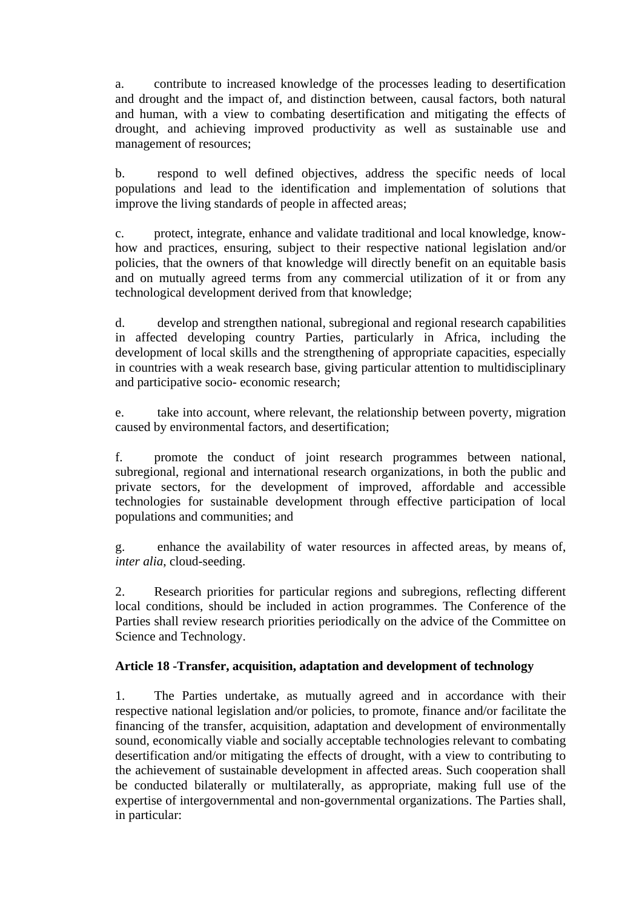a. contribute to increased knowledge of the processes leading to desertification and drought and the impact of, and distinction between, causal factors, both natural and human, with a view to combating desertification and mitigating the effects of drought, and achieving improved productivity as well as sustainable use and management of resources;

b. respond to well defined objectives, address the specific needs of local populations and lead to the identification and implementation of solutions that improve the living standards of people in affected areas;

c. protect, integrate, enhance and validate traditional and local knowledge, know-how and practices, ensuring, subject to their respective national legislation and/or policies, that the owners of that knowledge will directly benefit on an equitable basis and on mutually agreed terms from any commercial utilization of it or from any technological development derived from that knowledge;

d. develop and strengthen national, subregional and regional research capabilities in affected developing country Parties, particularly in Africa, including the development of local skills and the strengthening of appropriate capacities, especially in countries with a weak research base, giving particular attention to multidisciplinary and participative socio- economic research;

e. take into account, where relevant, the relationship between poverty, migration caused by environmental factors, and desertification;

f. promote the conduct of joint research programmes between national, subregional, regional and international research organizations, in both the public and private sectors, for the development of improved, affordable and accessible technologies for sustainable development through effective participation of local populations and communities; and

g. enhance the availability of water resources in affected areas, by means of, *inter alia*, cloud-seeding.

2. Research priorities for particular regions and subregions, reflecting different local conditions, should be included in action programmes. The Conference of the Parties shall review research priorities periodically on the advice of the Committee on Science and Technology.

**Article 18 -Transfer, acquisition, adaptation and development of technology**

1. The Parties undertake, as mutually agreed and in accordance with their respective national legislation and/or policies, to promote, finance and/or facilitate the financing of the transfer, acquisition, adaptation and development of environmentally sound, economically viable and socially acceptable technologies relevant to combating desertification and/or mitigating the effects of drought, with a view to contributing to the achievement of sustainable development in affected areas. Such cooperation shall be conducted bilaterally or multilaterally, as appropriate, making full use of the expertise of intergovernmental and non-governmental organizations. The Parties shall, in particular: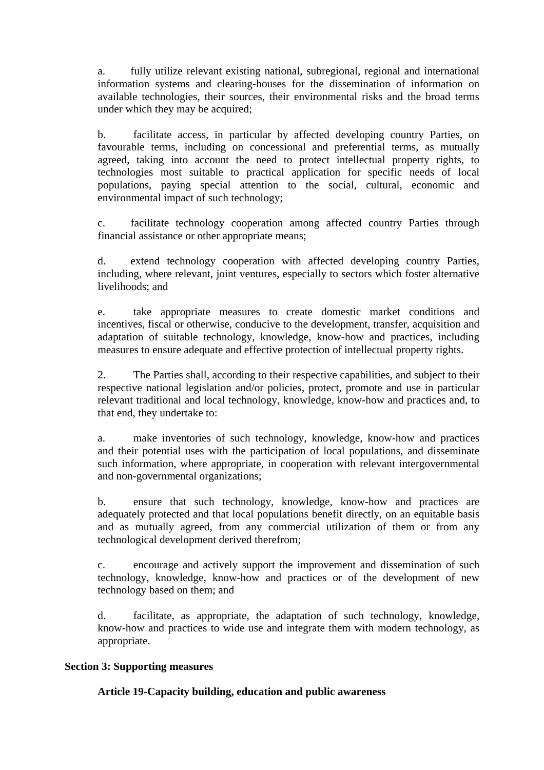a. fully utilize relevant existing national, subregional, regional and international information systems and clearing-houses for the dissemination of information on available technologies, their sources, their environmental risks and the broad terms under which they may be acquired;

b. facilitate access, in particular by affected developing country Parties, on favourable terms, including on concessional and preferential terms, as mutually agreed, taking into account the need to protect intellectual property rights, to technologies most suitable to practical application for specific needs of local populations, paying special attention to the social, cultural, economic and environmental impact of such technology;

c. facilitate technology cooperation among affected country Parties through financial assistance or other appropriate means;

d. extend technology cooperation with affected developing country Parties, including, where relevant, joint ventures, especially to sectors which foster alternative livelihoods; and

e. take appropriate measures to create domestic market conditions and incentives, fiscal or otherwise, conducive to the development, transfer, acquisition and adaptation of suitable technology, knowledge, know-how and practices, including measures to ensure adequate and effective protection of intellectual property rights.

2. The Parties shall, according to their respective capabilities, and subject to their respective national legislation and/or policies, protect, promote and use in particular relevant traditional and local technology, knowledge, know-how and practices and, to that end, they undertake to:

a. make inventories of such technology, knowledge, know-how and practices and their potential uses with the participation of local populations, and disseminate such information, where appropriate, in cooperation with relevant intergovernmental and non-governmental organizations;

b. ensure that such technology, knowledge, know-how and practices are adequately protected and that local populations benefit directly, on an equitable basis and as mutually agreed, from any commercial utilization of them or from any technological development derived therefrom;

c. encourage and actively support the improvement and dissemination of such technology, knowledge, know-how and practices or of the development of new technology based on them; and

d. facilitate, as appropriate, the adaptation of such technology, knowledge, know-how and practices to wide use and integrate them with modern technology, as appropriate.

## Section 3: Supporting measures

### Article 19-Capacity building, education and public awareness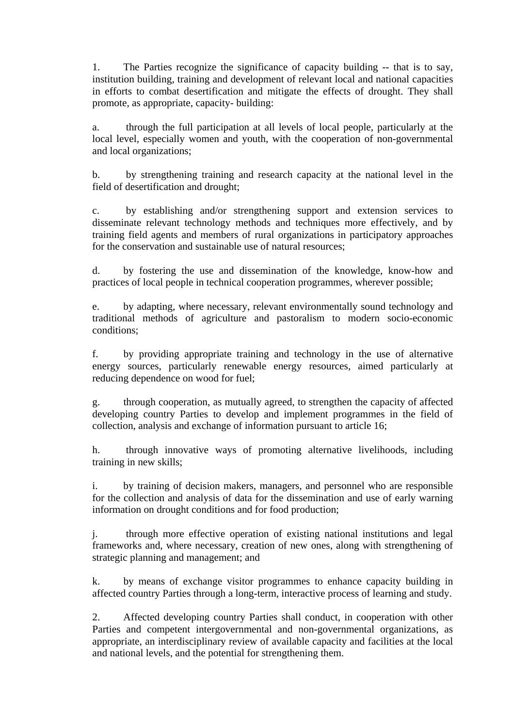1. The Parties recognize the significance of capacity building -- that is to say, institution building, training and development of relevant local and national capacities in efforts to combat desertification and mitigate the effects of drought. They shall promote, as appropriate, capacity- building:

a. through the full participation at all levels of local people, particularly at the local level, especially women and youth, with the cooperation of non-governmental and local organizations;

b. by strengthening training and research capacity at the national level in the field of desertification and drought;

c. by establishing and/or strengthening support and extension services to disseminate relevant technology methods and techniques more effectively, and by training field agents and members of rural organizations in participatory approaches for the conservation and sustainable use of natural resources;

d. by fostering the use and dissemination of the knowledge, know-how and practices of local people in technical cooperation programmes, wherever possible;

e. by adapting, where necessary, relevant environmentally sound technology and traditional methods of agriculture and pastoralism to modern socio-economic conditions;

f. by providing appropriate training and technology in the use of alternative energy sources, particularly renewable energy resources, aimed particularly at reducing dependence on wood for fuel;

g. through cooperation, as mutually agreed, to strengthen the capacity of affected developing country Parties to develop and implement programmes in the field of collection, analysis and exchange of information pursuant to article 16;

h. through innovative ways of promoting alternative livelihoods, including training in new skills;

i. by training of decision makers, managers, and personnel who are responsible for the collection and analysis of data for the dissemination and use of early warning information on drought conditions and for food production;

j. through more effective operation of existing national institutions and legal frameworks and, where necessary, creation of new ones, along with strengthening of strategic planning and management; and

k. by means of exchange visitor programmes to enhance capacity building in affected country Parties through a long-term, interactive process of learning and study.

2. Affected developing country Parties shall conduct, in cooperation with other Parties and competent intergovernmental and non-governmental organizations, as appropriate, an interdisciplinary review of available capacity and facilities at the local and national levels, and the potential for strengthening them.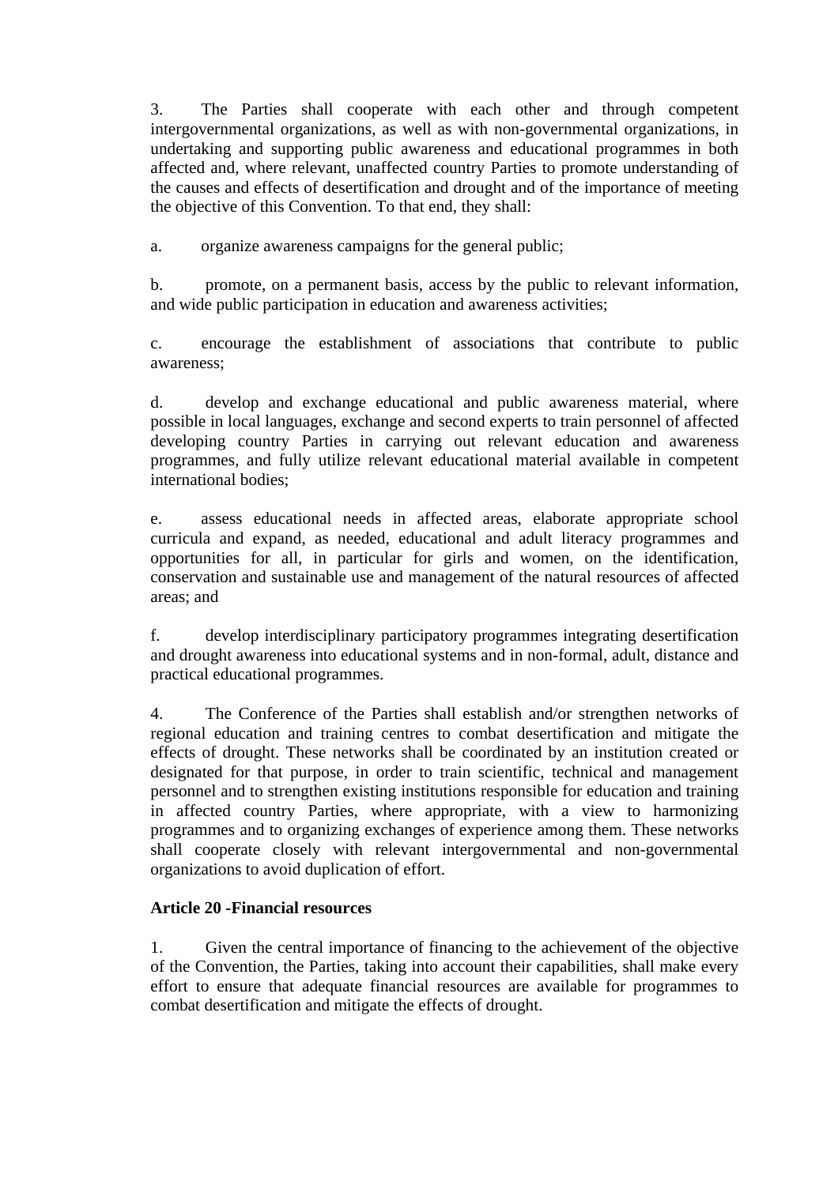3. The Parties shall cooperate with each other and through competent intergovernmental organizations, as well as with non-governmental organizations, in undertaking and supporting public awareness and educational programmes in both affected and, where relevant, unaffected country Parties to promote understanding of the causes and effects of desertification and drought and of the importance of meeting the objective of this Convention. To that end, they shall:

a. organize awareness campaigns for the general public;

b. promote, on a permanent basis, access by the public to relevant information, and wide public participation in education and awareness activities;

c. encourage the establishment of associations that contribute to public awareness;

d. develop and exchange educational and public awareness material, where possible in local languages, exchange and second experts to train personnel of affected developing country Parties in carrying out relevant education and awareness programmes, and fully utilize relevant educational material available in competent international bodies;

e. assess educational needs in affected areas, elaborate appropriate school curricula and expand, as needed, educational and adult literacy programmes and opportunities for all, in particular for girls and women, on the identification, conservation and sustainable use and management of the natural resources of affected areas; and

f. develop interdisciplinary participatory programmes integrating desertification and drought awareness into educational systems and in non-formal, adult, distance and practical educational programmes.

4. The Conference of the Parties shall establish and/or strengthen networks of regional education and training centres to combat desertification and mitigate the effects of drought. These networks shall be coordinated by an institution created or designated for that purpose, in order to train scientific, technical and management personnel and to strengthen existing institutions responsible for education and training in affected country Parties, where appropriate, with a view to harmonizing programmes and to organizing exchanges of experience among them. These networks shall cooperate closely with relevant intergovernmental and non-governmental organizations to avoid duplication of effort.

**Article 20 -Financial resources**

1. Given the central importance of financing to the achievement of the objective of the Convention, the Parties, taking into account their capabilities, shall make every effort to ensure that adequate financial resources are available for programmes to combat desertification and mitigate the effects of drought.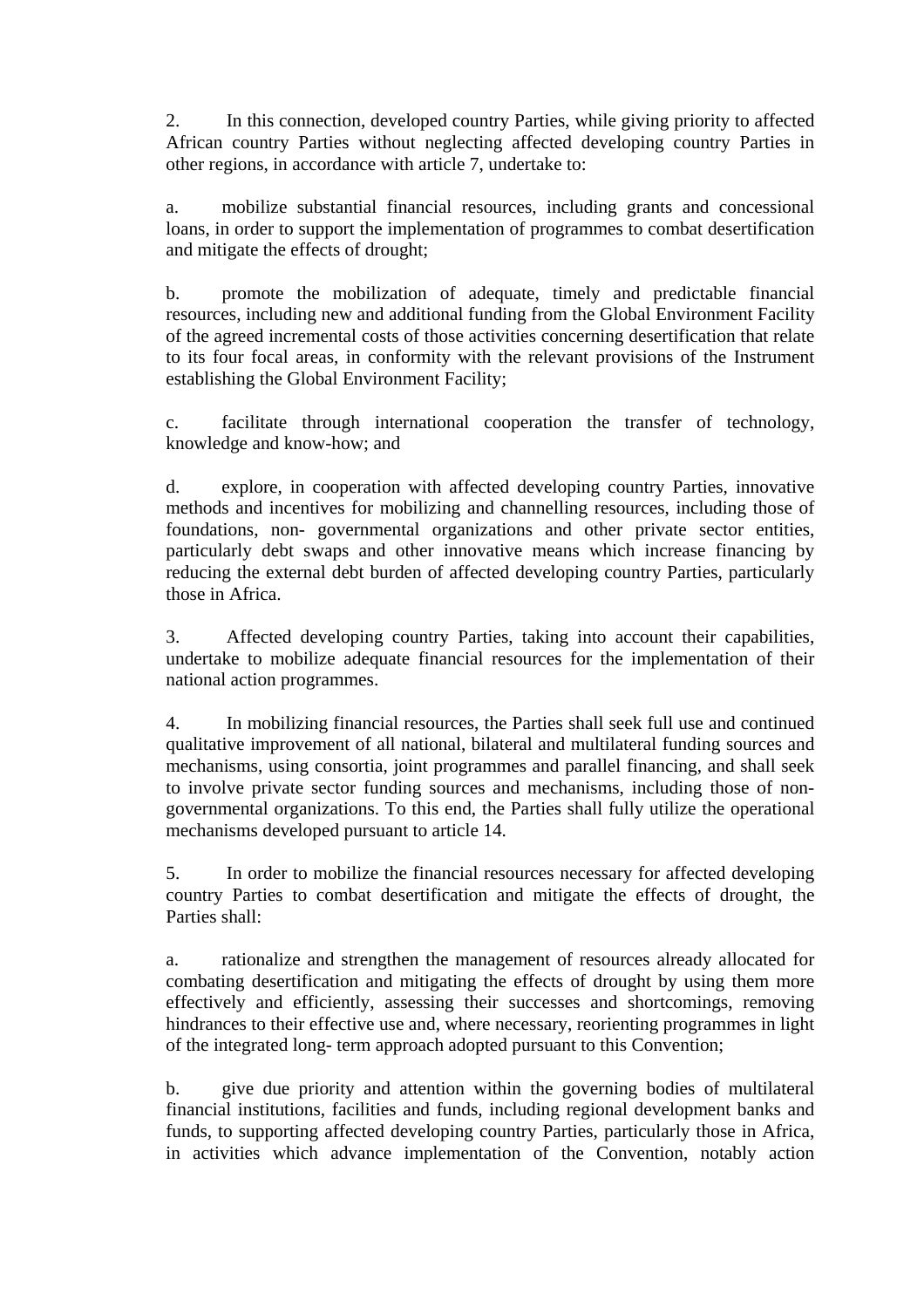2. In this connection, developed country Parties, while giving priority to affected African country Parties without neglecting affected developing country Parties in other regions, in accordance with article 7, undertake to:

a. mobilize substantial financial resources, including grants and concessional loans, in order to support the implementation of programmes to combat desertification and mitigate the effects of drought;

b. promote the mobilization of adequate, timely and predictable financial resources, including new and additional funding from the Global Environment Facility of the agreed incremental costs of those activities concerning desertification that relate to its four focal areas, in conformity with the relevant provisions of the Instrument establishing the Global Environment Facility;

c. facilitate through international cooperation the transfer of technology, knowledge and know-how; and

d. explore, in cooperation with affected developing country Parties, innovative methods and incentives for mobilizing and channelling resources, including those of foundations, non- governmental organizations and other private sector entities, particularly debt swaps and other innovative means which increase financing by reducing the external debt burden of affected developing country Parties, particularly those in Africa.

3. Affected developing country Parties, taking into account their capabilities, undertake to mobilize adequate financial resources for the implementation of their national action programmes.

4. In mobilizing financial resources, the Parties shall seek full use and continued qualitative improvement of all national, bilateral and multilateral funding sources and mechanisms, using consortia, joint programmes and parallel financing, and shall seek to involve private sector funding sources and mechanisms, including those of non-governmental organizations. To this end, the Parties shall fully utilize the operational mechanisms developed pursuant to article 14.

5. In order to mobilize the financial resources necessary for affected developing country Parties to combat desertification and mitigate the effects of drought, the Parties shall:

a. rationalize and strengthen the management of resources already allocated for combating desertification and mitigating the effects of drought by using them more effectively and efficiently, assessing their successes and shortcomings, removing hindrances to their effective use and, where necessary, reorienting programmes in light of the integrated long- term approach adopted pursuant to this Convention;

b. give due priority and attention within the governing bodies of multilateral financial institutions, facilities and funds, including regional development banks and funds, to supporting affected developing country Parties, particularly those in Africa, in activities which advance implementation of the Convention, notably action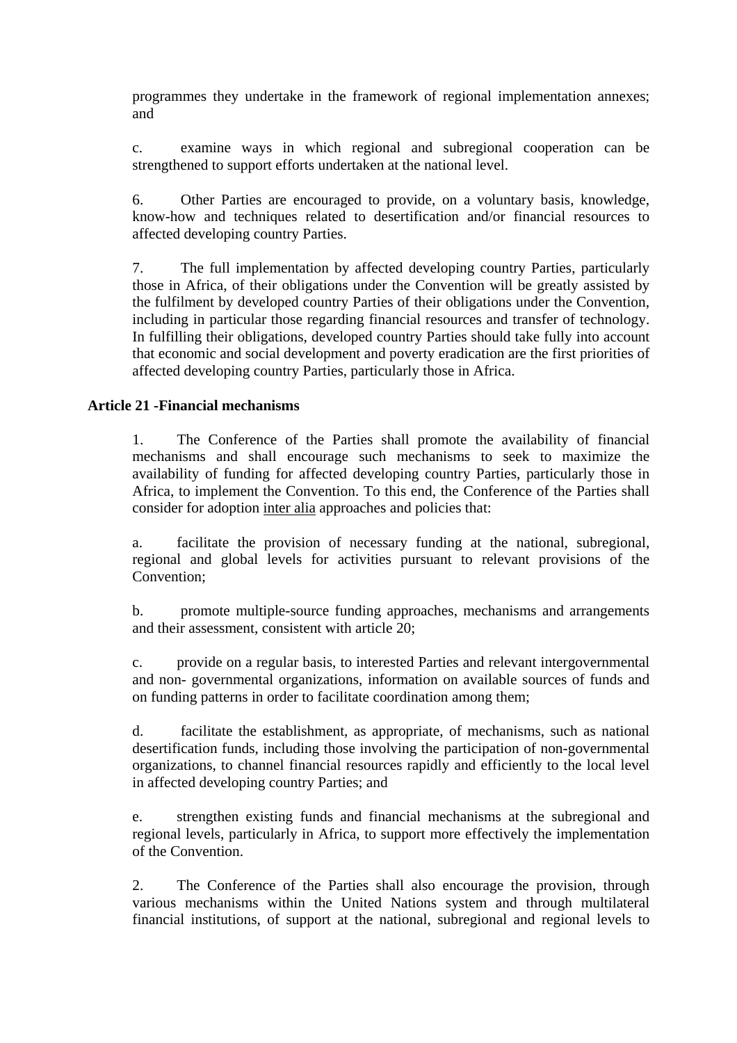programmes they undertake in the framework of regional implementation annexes; and

c. examine ways in which regional and subregional cooperation can be strengthened to support efforts undertaken at the national level.

6. Other Parties are encouraged to provide, on a voluntary basis, knowledge, know-how and techniques related to desertification and/or financial resources to affected developing country Parties.

7. The full implementation by affected developing country Parties, particularly those in Africa, of their obligations under the Convention will be greatly assisted by the fulfilment by developed country Parties of their obligations under the Convention, including in particular those regarding financial resources and transfer of technology. In fulfilling their obligations, developed country Parties should take fully into account that economic and social development and poverty eradication are the first priorities of affected developing country Parties, particularly those in Africa.

**Article 21 -Financial mechanisms**

1. The Conference of the Parties shall promote the availability of financial mechanisms and shall encourage such mechanisms to seek to maximize the availability of funding for affected developing country Parties, particularly those in Africa, to implement the Convention. To this end, the Conference of the Parties shall consider for adoption inter alia approaches and policies that:

a. facilitate the provision of necessary funding at the national, subregional, regional and global levels for activities pursuant to relevant provisions of the Convention;

b. promote multiple-source funding approaches, mechanisms and arrangements and their assessment, consistent with article 20;

c. provide on a regular basis, to interested Parties and relevant intergovernmental and non- governmental organizations, information on available sources of funds and on funding patterns in order to facilitate coordination among them;

d. facilitate the establishment, as appropriate, of mechanisms, such as national desertification funds, including those involving the participation of non-governmental organizations, to channel financial resources rapidly and efficiently to the local level in affected developing country Parties; and

e. strengthen existing funds and financial mechanisms at the subregional and regional levels, particularly in Africa, to support more effectively the implementation of the Convention.

2. The Conference of the Parties shall also encourage the provision, through various mechanisms within the United Nations system and through multilateral financial institutions, of support at the national, subregional and regional levels to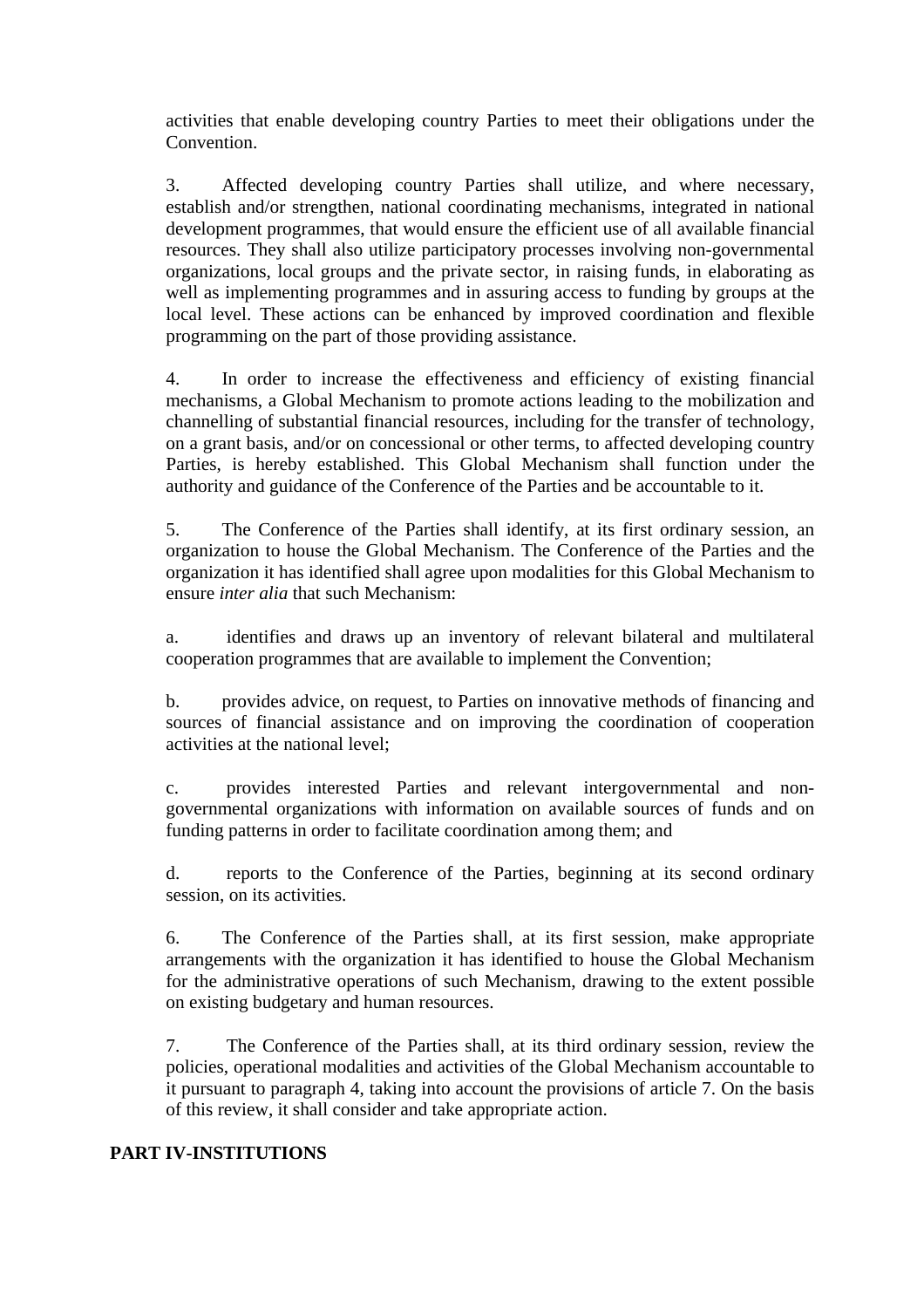activities that enable developing country Parties to meet their obligations under the Convention.

3. Affected developing country Parties shall utilize, and where necessary, establish and/or strengthen, national coordinating mechanisms, integrated in national development programmes, that would ensure the efficient use of all available financial resources. They shall also utilize participatory processes involving non-governmental organizations, local groups and the private sector, in raising funds, in elaborating as well as implementing programmes and in assuring access to funding by groups at the local level. These actions can be enhanced by improved coordination and flexible programming on the part of those providing assistance.

4. In order to increase the effectiveness and efficiency of existing financial mechanisms, a Global Mechanism to promote actions leading to the mobilization and channelling of substantial financial resources, including for the transfer of technology, on a grant basis, and/or on concessional or other terms, to affected developing country Parties, is hereby established. This Global Mechanism shall function under the authority and guidance of the Conference of the Parties and be accountable to it.

5. The Conference of the Parties shall identify, at its first ordinary session, an organization to house the Global Mechanism. The Conference of the Parties and the organization it has identified shall agree upon modalities for this Global Mechanism to ensure *inter alia* that such Mechanism:

a. identifies and draws up an inventory of relevant bilateral and multilateral cooperation programmes that are available to implement the Convention;

b. provides advice, on request, to Parties on innovative methods of financing and sources of financial assistance and on improving the coordination of cooperation activities at the national level;

c. provides interested Parties and relevant intergovernmental and non-governmental organizations with information on available sources of funds and on funding patterns in order to facilitate coordination among them; and

d. reports to the Conference of the Parties, beginning at its second ordinary session, on its activities.

6. The Conference of the Parties shall, at its first session, make appropriate arrangements with the organization it has identified to house the Global Mechanism for the administrative operations of such Mechanism, drawing to the extent possible on existing budgetary and human resources.

7. The Conference of the Parties shall, at its third ordinary session, review the policies, operational modalities and activities of the Global Mechanism accountable to it pursuant to paragraph 4, taking into account the provisions of article 7. On the basis of this review, it shall consider and take appropriate action.

## PART IV-INSTITUTIONS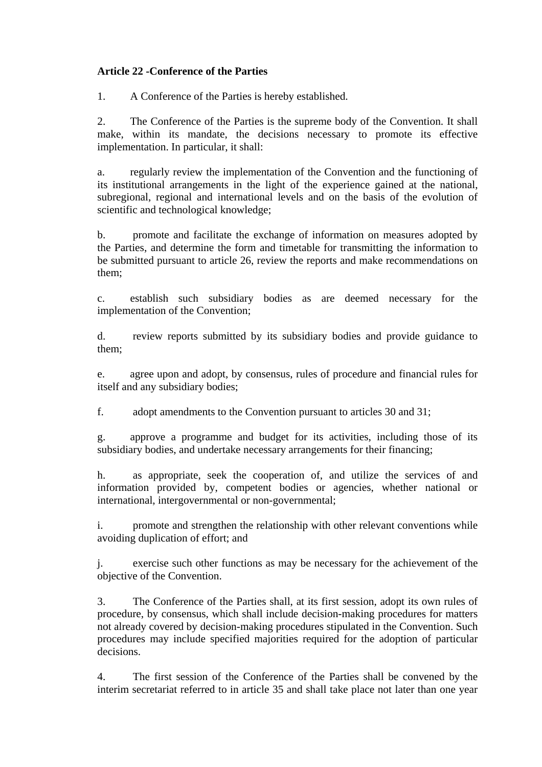**Article 22 -Conference of the Parties**

1. A Conference of the Parties is hereby established.

2. The Conference of the Parties is the supreme body of the Convention. It shall make, within its mandate, the decisions necessary to promote its effective implementation. In particular, it shall:

a. regularly review the implementation of the Convention and the functioning of its institutional arrangements in the light of the experience gained at the national, subregional, regional and international levels and on the basis of the evolution of scientific and technological knowledge;

b. promote and facilitate the exchange of information on measures adopted by the Parties, and determine the form and timetable for transmitting the information to be submitted pursuant to article 26, review the reports and make recommendations on them;

c. establish such subsidiary bodies as are deemed necessary for the implementation of the Convention;

d. review reports submitted by its subsidiary bodies and provide guidance to them;

e. agree upon and adopt, by consensus, rules of procedure and financial rules for itself and any subsidiary bodies;

f. adopt amendments to the Convention pursuant to articles 30 and 31;

g. approve a programme and budget for its activities, including those of its subsidiary bodies, and undertake necessary arrangements for their financing;

h. as appropriate, seek the cooperation of, and utilize the services of and information provided by, competent bodies or agencies, whether national or international, intergovernmental or non-governmental;

i. promote and strengthen the relationship with other relevant conventions while avoiding duplication of effort; and

j. exercise such other functions as may be necessary for the achievement of the objective of the Convention.

3. The Conference of the Parties shall, at its first session, adopt its own rules of procedure, by consensus, which shall include decision-making procedures for matters not already covered by decision-making procedures stipulated in the Convention. Such procedures may include specified majorities required for the adoption of particular decisions.

4. The first session of the Conference of the Parties shall be convened by the interim secretariat referred to in article 35 and shall take place not later than one year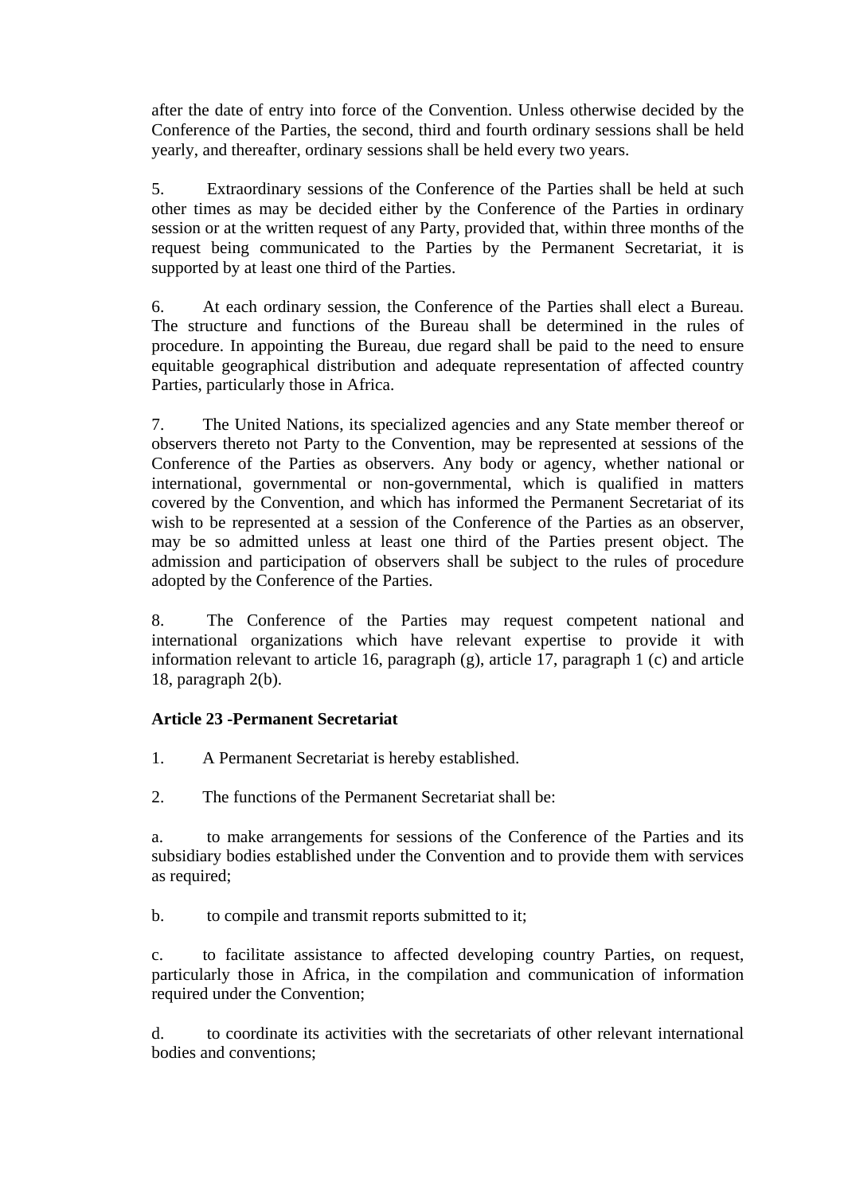after the date of entry into force of the Convention. Unless otherwise decided by the Conference of the Parties, the second, third and fourth ordinary sessions shall be held yearly, and thereafter, ordinary sessions shall be held every two years.

5. Extraordinary sessions of the Conference of the Parties shall be held at such other times as may be decided either by the Conference of the Parties in ordinary session or at the written request of any Party, provided that, within three months of the request being communicated to the Parties by the Permanent Secretariat, it is supported by at least one third of the Parties.

6. At each ordinary session, the Conference of the Parties shall elect a Bureau. The structure and functions of the Bureau shall be determined in the rules of procedure. In appointing the Bureau, due regard shall be paid to the need to ensure equitable geographical distribution and adequate representation of affected country Parties, particularly those in Africa.

7. The United Nations, its specialized agencies and any State member thereof or observers thereto not Party to the Convention, may be represented at sessions of the Conference of the Parties as observers. Any body or agency, whether national or international, governmental or non-governmental, which is qualified in matters covered by the Convention, and which has informed the Permanent Secretariat of its wish to be represented at a session of the Conference of the Parties as an observer, may be so admitted unless at least one third of the Parties present object. The admission and participation of observers shall be subject to the rules of procedure adopted by the Conference of the Parties.

8. The Conference of the Parties may request competent national and international organizations which have relevant expertise to provide it with information relevant to article 16, paragraph (g), article 17, paragraph 1 (c) and article 18, paragraph 2(b).

**Article 23 -Permanent Secretariat**

1. A Permanent Secretariat is hereby established.

2. The functions of the Permanent Secretariat shall be:

a. to make arrangements for sessions of the Conference of the Parties and its subsidiary bodies established under the Convention and to provide them with services as required;

b. to compile and transmit reports submitted to it;

c. to facilitate assistance to affected developing country Parties, on request, particularly those in Africa, in the compilation and communication of information required under the Convention;

d. to coordinate its activities with the secretariats of other relevant international bodies and conventions;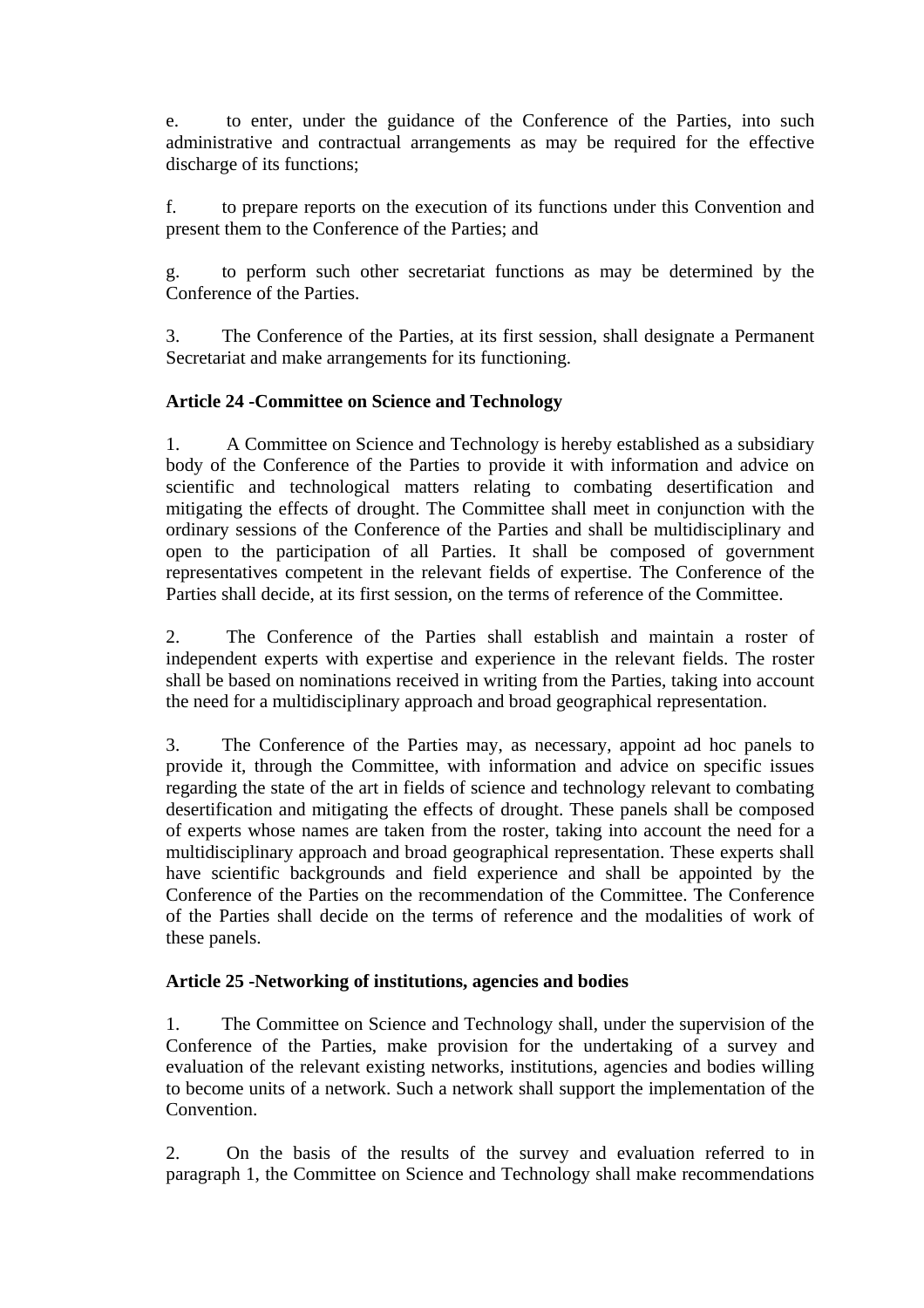e. to enter, under the guidance of the Conference of the Parties, into such administrative and contractual arrangements as may be required for the effective discharge of its functions;

f. to prepare reports on the execution of its functions under this Convention and present them to the Conference of the Parties; and

g. to perform such other secretariat functions as may be determined by the Conference of the Parties.

3. The Conference of the Parties, at its first session, shall designate a Permanent Secretariat and make arrangements for its functioning.

**Article 24 -Committee on Science and Technology**

1. A Committee on Science and Technology is hereby established as a subsidiary body of the Conference of the Parties to provide it with information and advice on scientific and technological matters relating to combating desertification and mitigating the effects of drought. The Committee shall meet in conjunction with the ordinary sessions of the Conference of the Parties and shall be multidisciplinary and open to the participation of all Parties. It shall be composed of government representatives competent in the relevant fields of expertise. The Conference of the Parties shall decide, at its first session, on the terms of reference of the Committee.

2. The Conference of the Parties shall establish and maintain a roster of independent experts with expertise and experience in the relevant fields. The roster shall be based on nominations received in writing from the Parties, taking into account the need for a multidisciplinary approach and broad geographical representation.

3. The Conference of the Parties may, as necessary, appoint ad hoc panels to provide it, through the Committee, with information and advice on specific issues regarding the state of the art in fields of science and technology relevant to combating desertification and mitigating the effects of drought. These panels shall be composed of experts whose names are taken from the roster, taking into account the need for a multidisciplinary approach and broad geographical representation. These experts shall have scientific backgrounds and field experience and shall be appointed by the Conference of the Parties on the recommendation of the Committee. The Conference of the Parties shall decide on the terms of reference and the modalities of work of these panels.

**Article 25 -Networking of institutions, agencies and bodies**

1. The Committee on Science and Technology shall, under the supervision of the Conference of the Parties, make provision for the undertaking of a survey and evaluation of the relevant existing networks, institutions, agencies and bodies willing to become units of a network. Such a network shall support the implementation of the Convention.

2. On the basis of the results of the survey and evaluation referred to in paragraph 1, the Committee on Science and Technology shall make recommendations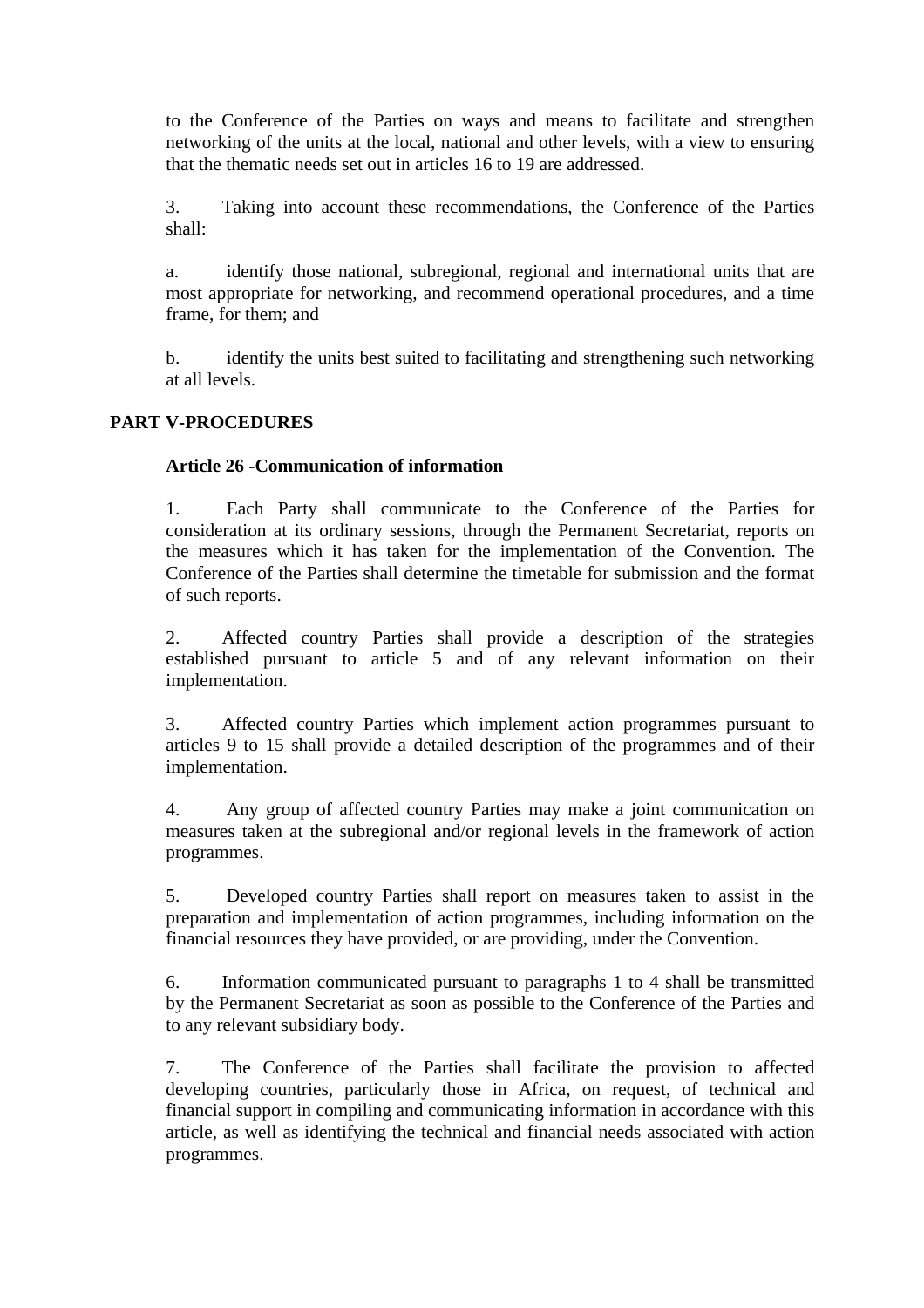to the Conference of the Parties on ways and means to facilitate and strengthen networking of the units at the local, national and other levels, with a view to ensuring that the thematic needs set out in articles 16 to 19 are addressed.

3. Taking into account these recommendations, the Conference of the Parties shall:

a. identify those national, subregional, regional and international units that are most appropriate for networking, and recommend operational procedures, and a time frame, for them; and

b. identify the units best suited to facilitating and strengthening such networking at all levels.

## PART V-PROCEDURES

### Article 26 -Communication of information

1. Each Party shall communicate to the Conference of the Parties for consideration at its ordinary sessions, through the Permanent Secretariat, reports on the measures which it has taken for the implementation of the Convention. The Conference of the Parties shall determine the timetable for submission and the format of such reports.

2. Affected country Parties shall provide a description of the strategies established pursuant to article 5 and of any relevant information on their implementation.

3. Affected country Parties which implement action programmes pursuant to articles 9 to 15 shall provide a detailed description of the programmes and of their implementation.

4. Any group of affected country Parties may make a joint communication on measures taken at the subregional and/or regional levels in the framework of action programmes.

5. Developed country Parties shall report on measures taken to assist in the preparation and implementation of action programmes, including information on the financial resources they have provided, or are providing, under the Convention.

6. Information communicated pursuant to paragraphs 1 to 4 shall be transmitted by the Permanent Secretariat as soon as possible to the Conference of the Parties and to any relevant subsidiary body.

7. The Conference of the Parties shall facilitate the provision to affected developing countries, particularly those in Africa, on request, of technical and financial support in compiling and communicating information in accordance with this article, as well as identifying the technical and financial needs associated with action programmes.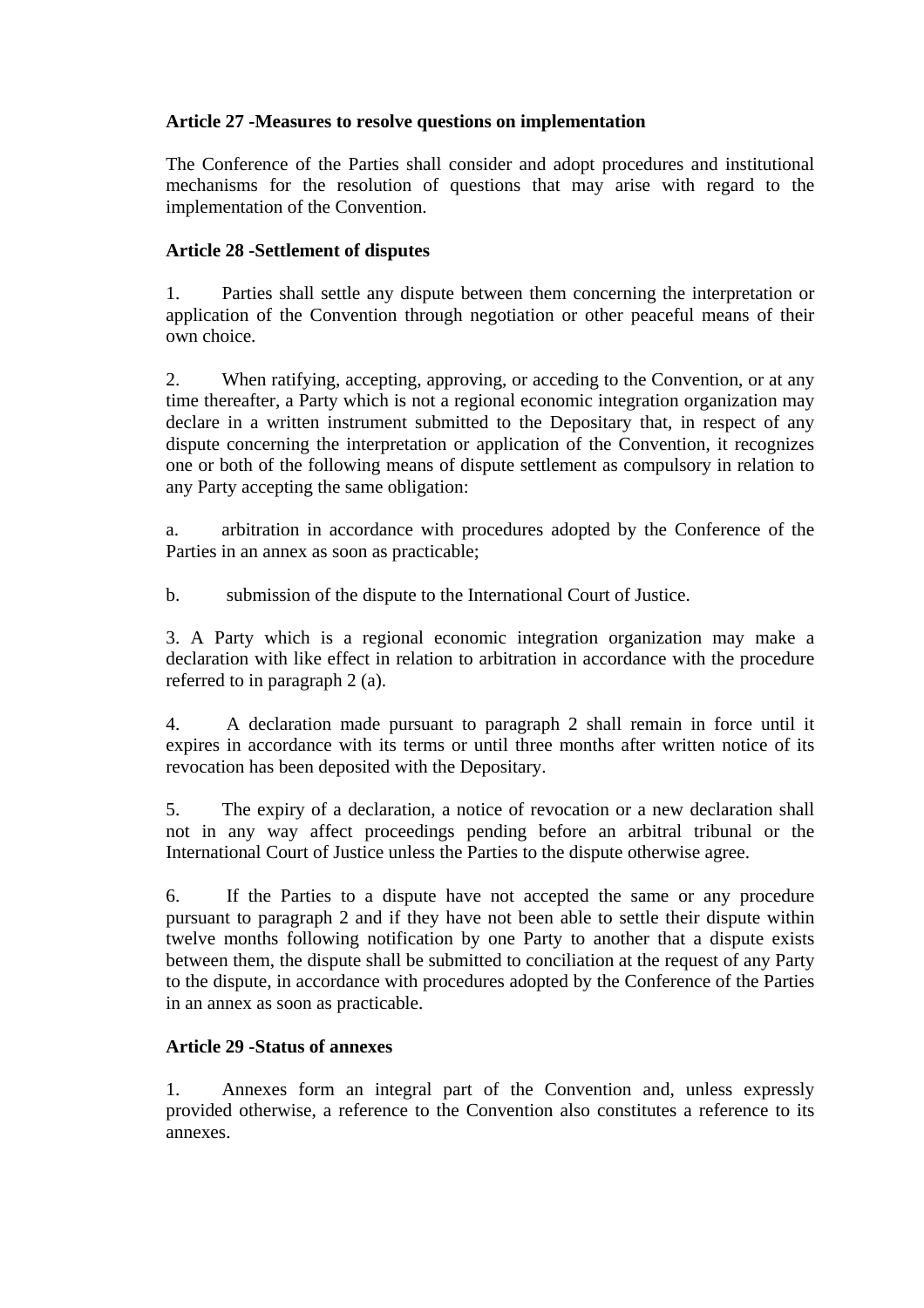**Article 27 -Measures to resolve questions on implementation**

The Conference of the Parties shall consider and adopt procedures and institutional mechanisms for the resolution of questions that may arise with regard to the implementation of the Convention.

**Article 28 -Settlement of disputes**

1. Parties shall settle any dispute between them concerning the interpretation or application of the Convention through negotiation or other peaceful means of their own choice.

2. When ratifying, accepting, approving, or acceding to the Convention, or at any time thereafter, a Party which is not a regional economic integration organization may declare in a written instrument submitted to the Depositary that, in respect of any dispute concerning the interpretation or application of the Convention, it recognizes one or both of the following means of dispute settlement as compulsory in relation to any Party accepting the same obligation:

a. arbitration in accordance with procedures adopted by the Conference of the Parties in an annex as soon as practicable;

b. submission of the dispute to the International Court of Justice.

3. A Party which is a regional economic integration organization may make a declaration with like effect in relation to arbitration in accordance with the procedure referred to in paragraph 2 (a).

4. A declaration made pursuant to paragraph 2 shall remain in force until it expires in accordance with its terms or until three months after written notice of its revocation has been deposited with the Depositary.

5. The expiry of a declaration, a notice of revocation or a new declaration shall not in any way affect proceedings pending before an arbitral tribunal or the International Court of Justice unless the Parties to the dispute otherwise agree.

6. If the Parties to a dispute have not accepted the same or any procedure pursuant to paragraph 2 and if they have not been able to settle their dispute within twelve months following notification by one Party to another that a dispute exists between them, the dispute shall be submitted to conciliation at the request of any Party to the dispute, in accordance with procedures adopted by the Conference of the Parties in an annex as soon as practicable.

**Article 29 -Status of annexes**

1. Annexes form an integral part of the Convention and, unless expressly provided otherwise, a reference to the Convention also constitutes a reference to its annexes.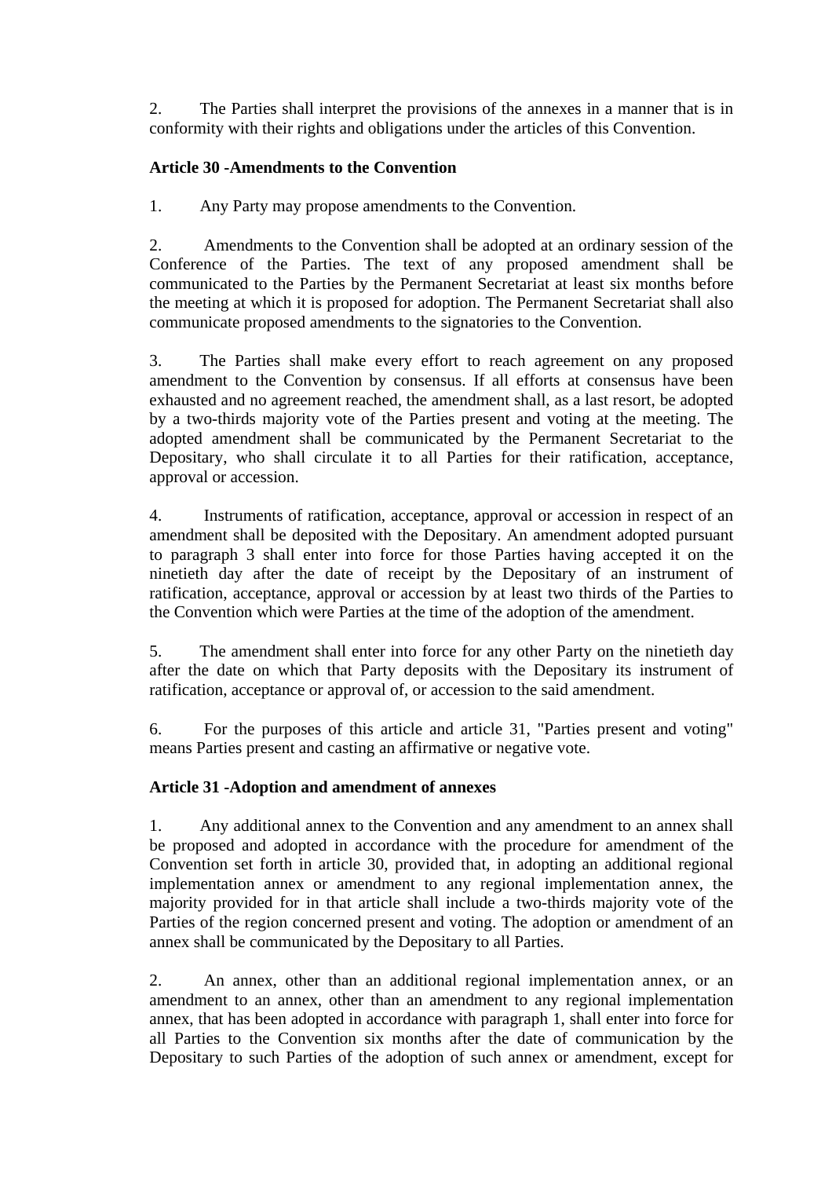2. The Parties shall interpret the provisions of the annexes in a manner that is in conformity with their rights and obligations under the articles of this Convention.

**Article 30 -Amendments to the Convention**

1. Any Party may propose amendments to the Convention.

2. Amendments to the Convention shall be adopted at an ordinary session of the Conference of the Parties. The text of any proposed amendment shall be communicated to the Parties by the Permanent Secretariat at least six months before the meeting at which it is proposed for adoption. The Permanent Secretariat shall also communicate proposed amendments to the signatories to the Convention.

3. The Parties shall make every effort to reach agreement on any proposed amendment to the Convention by consensus. If all efforts at consensus have been exhausted and no agreement reached, the amendment shall, as a last resort, be adopted by a two-thirds majority vote of the Parties present and voting at the meeting. The adopted amendment shall be communicated by the Permanent Secretariat to the Depositary, who shall circulate it to all Parties for their ratification, acceptance, approval or accession.

4. Instruments of ratification, acceptance, approval or accession in respect of an amendment shall be deposited with the Depositary. An amendment adopted pursuant to paragraph 3 shall enter into force for those Parties having accepted it on the ninetieth day after the date of receipt by the Depositary of an instrument of ratification, acceptance, approval or accession by at least two thirds of the Parties to the Convention which were Parties at the time of the adoption of the amendment.

5. The amendment shall enter into force for any other Party on the ninetieth day after the date on which that Party deposits with the Depositary its instrument of ratification, acceptance or approval of, or accession to the said amendment.

6. For the purposes of this article and article 31, "Parties present and voting" means Parties present and casting an affirmative or negative vote.

**Article 31 -Adoption and amendment of annexes**

1. Any additional annex to the Convention and any amendment to an annex shall be proposed and adopted in accordance with the procedure for amendment of the Convention set forth in article 30, provided that, in adopting an additional regional implementation annex or amendment to any regional implementation annex, the majority provided for in that article shall include a two-thirds majority vote of the Parties of the region concerned present and voting. The adoption or amendment of an annex shall be communicated by the Depositary to all Parties.

2. An annex, other than an additional regional implementation annex, or an amendment to an annex, other than an amendment to any regional implementation annex, that has been adopted in accordance with paragraph 1, shall enter into force for all Parties to the Convention six months after the date of communication by the Depositary to such Parties of the adoption of such annex or amendment, except for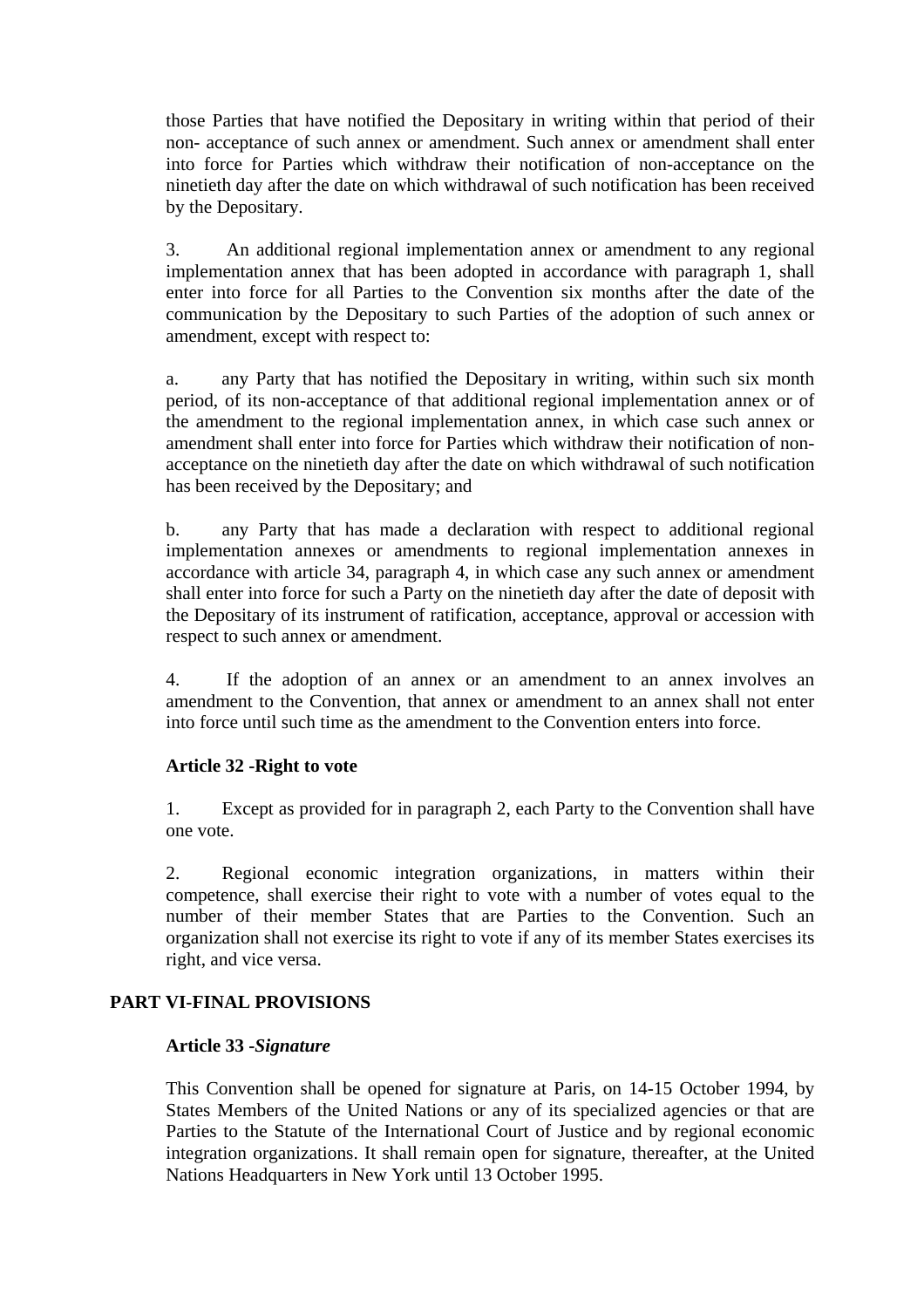those Parties that have notified the Depositary in writing within that period of their non- acceptance of such annex or amendment. Such annex or amendment shall enter into force for Parties which withdraw their notification of non-acceptance on the ninetieth day after the date on which withdrawal of such notification has been received by the Depositary.

3. An additional regional implementation annex or amendment to any regional implementation annex that has been adopted in accordance with paragraph 1, shall enter into force for all Parties to the Convention six months after the date of the communication by the Depositary to such Parties of the adoption of such annex or amendment, except with respect to:

a. any Party that has notified the Depositary in writing, within such six month period, of its non-acceptance of that additional regional implementation annex or of the amendment to the regional implementation annex, in which case such annex or amendment shall enter into force for Parties which withdraw their notification of non-acceptance on the ninetieth day after the date on which withdrawal of such notification has been received by the Depositary; and

b. any Party that has made a declaration with respect to additional regional implementation annexes or amendments to regional implementation annexes in accordance with article 34, paragraph 4, in which case any such annex or amendment shall enter into force for such a Party on the ninetieth day after the date of deposit with the Depositary of its instrument of ratification, acceptance, approval or accession with respect to such annex or amendment.

4. If the adoption of an annex or an amendment to an annex involves an amendment to the Convention, that annex or amendment to an annex shall not enter into force until such time as the amendment to the Convention enters into force.

**Article 32 -Right to vote**

1. Except as provided for in paragraph 2, each Party to the Convention shall have one vote.

2. Regional economic integration organizations, in matters within their competence, shall exercise their right to vote with a number of votes equal to the number of their member States that are Parties to the Convention. Such an organization shall not exercise its right to vote if any of its member States exercises its right, and vice versa.

## PART VI-FINAL PROVISIONS

**Article 33 -*Signature***

This Convention shall be opened for signature at Paris, on 14-15 October 1994, by States Members of the United Nations or any of its specialized agencies or that are Parties to the Statute of the International Court of Justice and by regional economic integration organizations. It shall remain open for signature, thereafter, at the United Nations Headquarters in New York until 13 October 1995.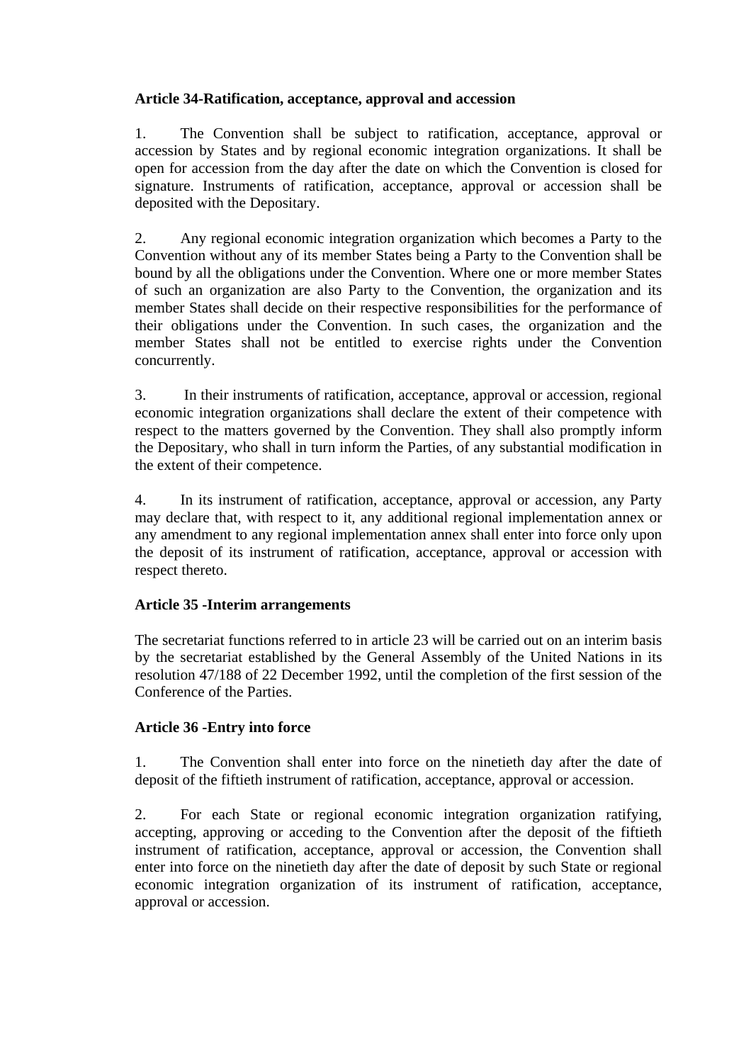**Article 34-Ratification, acceptance, approval and accession**

1. The Convention shall be subject to ratification, acceptance, approval or accession by States and by regional economic integration organizations. It shall be open for accession from the day after the date on which the Convention is closed for signature. Instruments of ratification, acceptance, approval or accession shall be deposited with the Depositary.

2. Any regional economic integration organization which becomes a Party to the Convention without any of its member States being a Party to the Convention shall be bound by all the obligations under the Convention. Where one or more member States of such an organization are also Party to the Convention, the organization and its member States shall decide on their respective responsibilities for the performance of their obligations under the Convention. In such cases, the organization and the member States shall not be entitled to exercise rights under the Convention concurrently.

3. In their instruments of ratification, acceptance, approval or accession, regional economic integration organizations shall declare the extent of their competence with respect to the matters governed by the Convention. They shall also promptly inform the Depositary, who shall in turn inform the Parties, of any substantial modification in the extent of their competence.

4. In its instrument of ratification, acceptance, approval or accession, any Party may declare that, with respect to it, any additional regional implementation annex or any amendment to any regional implementation annex shall enter into force only upon the deposit of its instrument of ratification, acceptance, approval or accession with respect thereto.

**Article 35 -Interim arrangements**

The secretariat functions referred to in article 23 will be carried out on an interim basis by the secretariat established by the General Assembly of the United Nations in its resolution 47/188 of 22 December 1992, until the completion of the first session of the Conference of the Parties.

**Article 36 -Entry into force**

1. The Convention shall enter into force on the ninetieth day after the date of deposit of the fiftieth instrument of ratification, acceptance, approval or accession.

2. For each State or regional economic integration organization ratifying, accepting, approving or acceding to the Convention after the deposit of the fiftieth instrument of ratification, acceptance, approval or accession, the Convention shall enter into force on the ninetieth day after the date of deposit by such State or regional economic integration organization of its instrument of ratification, acceptance, approval or accession.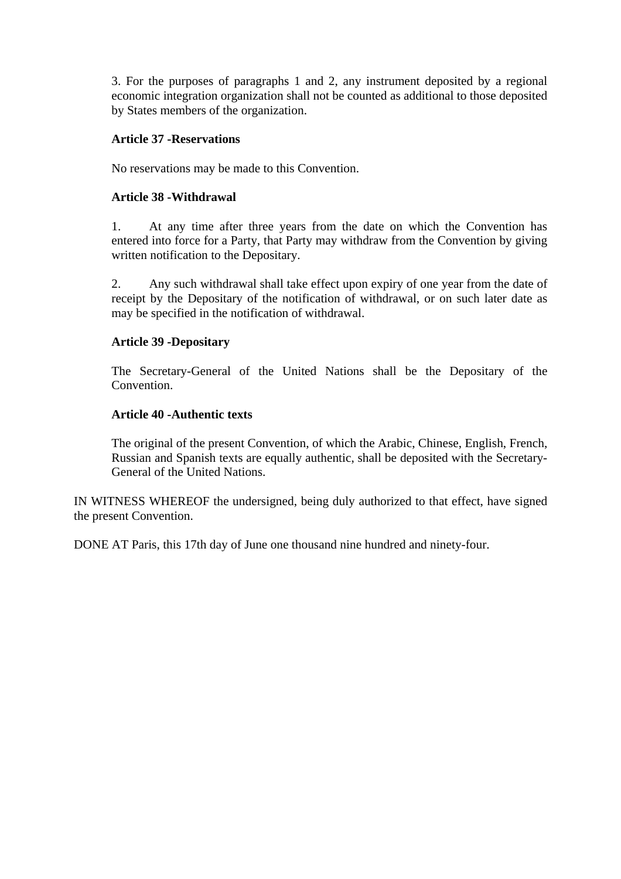3. For the purposes of paragraphs 1 and 2, any instrument deposited by a regional economic integration organization shall not be counted as additional to those deposited by States members of the organization.

**Article 37 -Reservations**

No reservations may be made to this Convention.

**Article 38 -Withdrawal**

1. At any time after three years from the date on which the Convention has entered into force for a Party, that Party may withdraw from the Convention by giving written notification to the Depositary.

2. Any such withdrawal shall take effect upon expiry of one year from the date of receipt by the Depositary of the notification of withdrawal, or on such later date as may be specified in the notification of withdrawal.

**Article 39 -Depositary**

The Secretary-General of the United Nations shall be the Depositary of the Convention.

**Article 40 -Authentic texts**

The original of the present Convention, of which the Arabic, Chinese, English, French, Russian and Spanish texts are equally authentic, shall be deposited with the Secretary-General of the United Nations.

IN WITNESS WHEREOF the undersigned, being duly authorized to that effect, have signed the present Convention.

DONE AT Paris, this 17th day of June one thousand nine hundred and ninety-four.